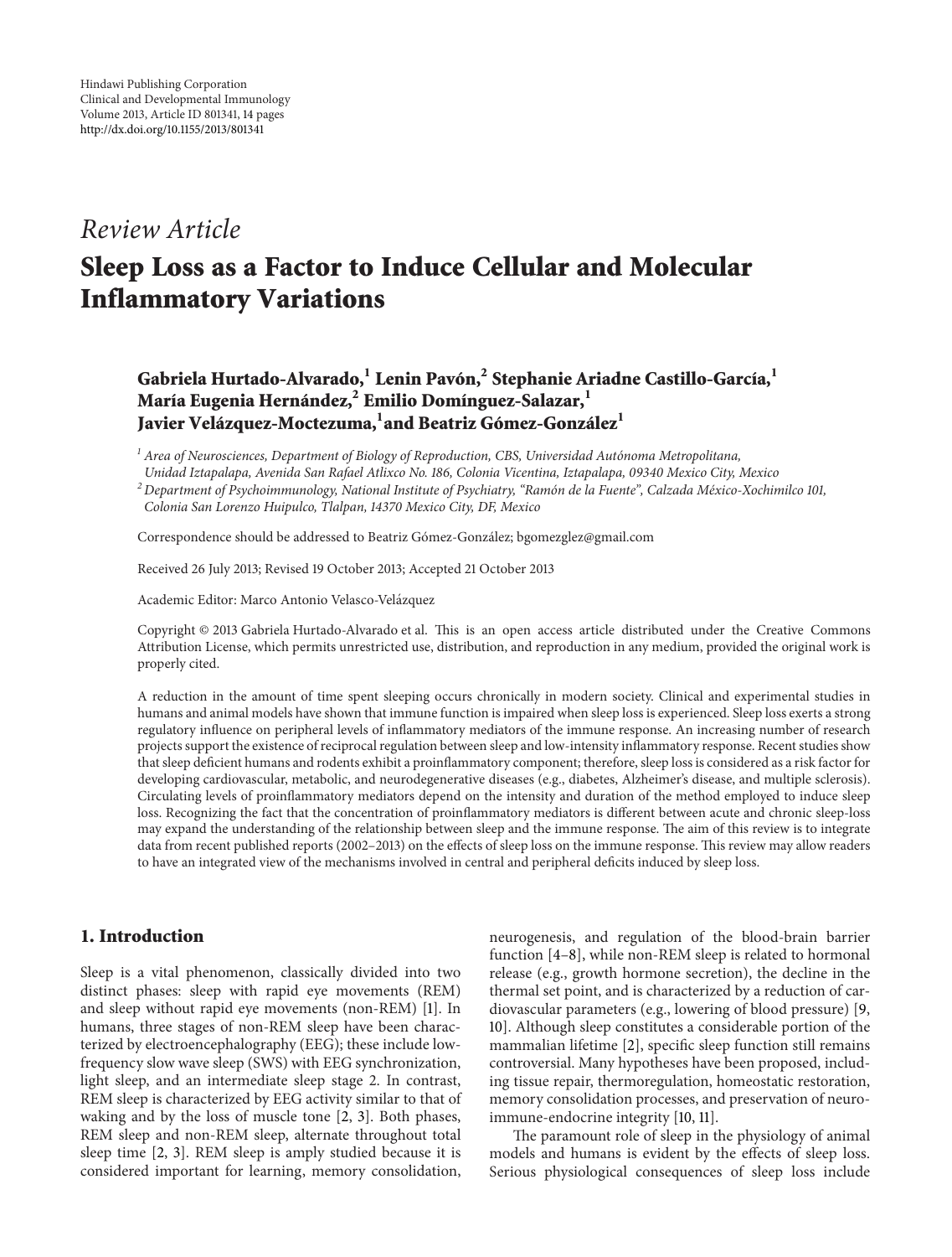Hindawi Publishing Corporation
Clinical and Developmental Immunology
Volume 2013, Article ID 801341, 14 pages
http://dx.doi.org/10.1155/2013/801341

*Review Article*

# Sleep Loss as a Factor to Induce Cellular and Molecular Inflammatory Variations

**Gabriela Hurtado-Alvarado,[1] Lenin Pavón,[2] Stephanie Ariadne Castillo-García,[1] María Eugenia Hernández,[2] Emilio Domínguez-Salazar,[1] Javier Velázquez-Moctezuma,[1] and Beatriz Gómez-González[1]**

[1] *Area of Neurosciences, Department of Biology of Reproduction, CBS, Universidad Autónoma Metropolitana, Unidad Iztapalapa, Avenida San Rafael Atlixco No. 186, Colonia Vicentina, Iztapalapa, 09340 Mexico City, Mexico*

[2] *Department of Psychoimmunology, National Institute of Psychiatry, "Ramón de la Fuente", Calzada México-Xochimilco 101, Colonia San Lorenzo Huipulco, Tlalpan, 14370 Mexico City, DF, Mexico*

Correspondence should be addressed to Beatriz Gómez-González; bgomezglez@gmail.com

Received 26 July 2013; Revised 19 October 2013; Accepted 21 October 2013

Academic Editor: Marco Antonio Velasco-Velázquez

Copyright © 2013 Gabriela Hurtado-Alvarado et al. This is an open access article distributed under the Creative Commons Attribution License, which permits unrestricted use, distribution, and reproduction in any medium, provided the original work is properly cited.

A reduction in the amount of time spent sleeping occurs chronically in modern society. Clinical and experimental studies in humans and animal models have shown that immune function is impaired when sleep loss is experienced. Sleep loss exerts a strong regulatory influence on peripheral levels of inflammatory mediators of the immune response. An increasing number of research projects support the existence of reciprocal regulation between sleep and low-intensity inflammatory response. Recent studies show that sleep deficient humans and rodents exhibit a proinflammatory component; therefore, sleep loss is considered as a risk factor for developing cardiovascular, metabolic, and neurodegenerative diseases (e.g., diabetes, Alzheimer's disease, and multiple sclerosis). Circulating levels of proinflammatory mediators depend on the intensity and duration of the method employed to induce sleep loss. Recognizing the fact that the concentration of proinflammatory mediators is different between acute and chronic sleep-loss may expand the understanding of the relationship between sleep and the immune response. The aim of this review is to integrate data from recent published reports (2002–2013) on the effects of sleep loss on the immune response. This review may allow readers to have an integrated view of the mechanisms involved in central and peripheral deficits induced by sleep loss.

## 1. Introduction

Sleep is a vital phenomenon, classically divided into two distinct phases: sleep with rapid eye movements (REM) and sleep without rapid eye movements (non-REM) [1]. In humans, three stages of non-REM sleep have been characterized by electroencephalography (EEG); these include low-frequency slow wave sleep (SWS) with EEG synchronization, light sleep, and an intermediate sleep stage 2. In contrast, REM sleep is characterized by EEG activity similar to that of waking and by the loss of muscle tone [2, 3]. Both phases, REM sleep and non-REM sleep, alternate throughout total sleep time [2, 3]. REM sleep is amply studied because it is considered important for learning, memory consolidation, neurogenesis, and regulation of the blood-brain barrier function [4–8], while non-REM sleep is related to hormonal release (e.g., growth hormone secretion), the decline in the thermal set point, and is characterized by a reduction of cardiovascular parameters (e.g., lowering of blood pressure) [9, 10]. Although sleep constitutes a considerable portion of the mammalian lifetime [2], specific sleep function still remains controversial. Many hypotheses have been proposed, including tissue repair, thermoregulation, homeostatic restoration, memory consolidation processes, and preservation of neuro-immune-endocrine integrity [10, 11].

The paramount role of sleep in the physiology of animal models and humans is evident by the effects of sleep loss. Serious physiological consequences of sleep loss include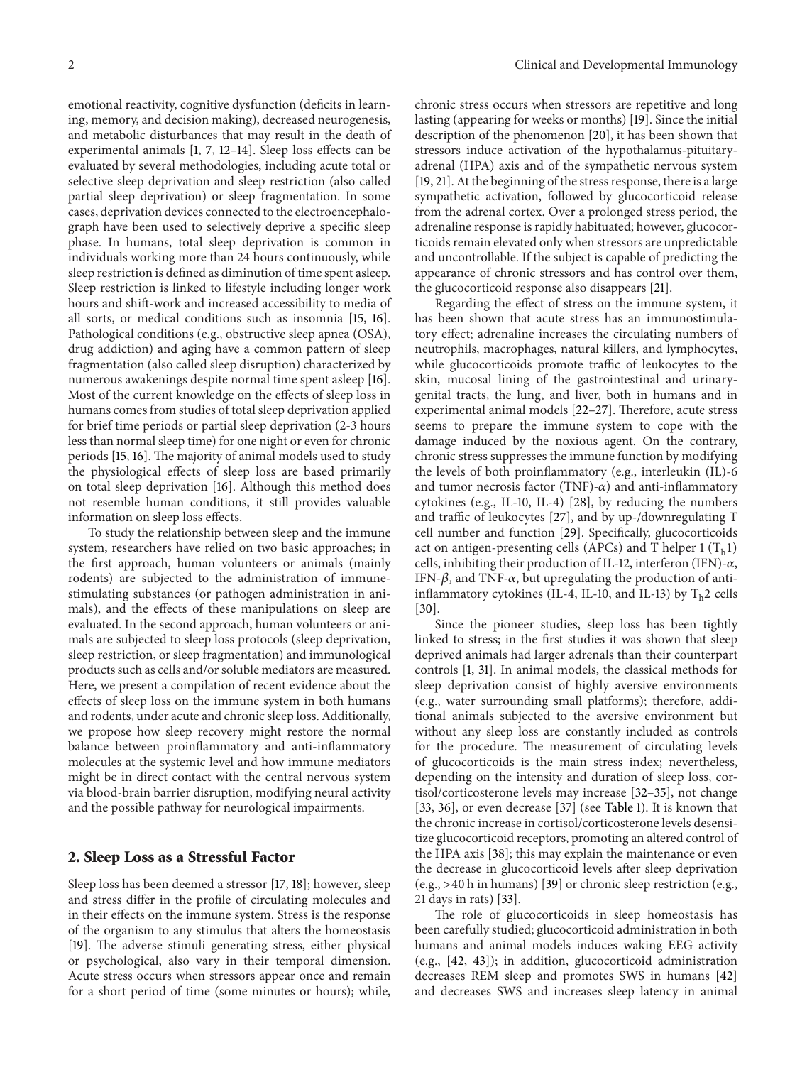emotional reactivity, cognitive dysfunction (deficits in learning, memory, and decision making), decreased neurogenesis, and metabolic disturbances that may result in the death of experimental animals [1, 7, 12–14]. Sleep loss effects can be evaluated by several methodologies, including acute total or selective sleep deprivation and sleep restriction (also called partial sleep deprivation) or sleep fragmentation. In some cases, deprivation devices connected to the electroencephalograph have been used to selectively deprive a specific sleep phase. In humans, total sleep deprivation is common in individuals working more than 24 hours continuously, while sleep restriction is defined as diminution of time spent asleep. Sleep restriction is linked to lifestyle including longer work hours and shift-work and increased accessibility to media of all sorts, or medical conditions such as insomnia [15, 16]. Pathological conditions (e.g., obstructive sleep apnea (OSA), drug addiction) and aging have a common pattern of sleep fragmentation (also called sleep disruption) characterized by numerous awakenings despite normal time spent asleep [16]. Most of the current knowledge on the effects of sleep loss in humans comes from studies of total sleep deprivation applied for brief time periods or partial sleep deprivation (2-3 hours less than normal sleep time) for one night or even for chronic periods [15, 16]. The majority of animal models used to study the physiological effects of sleep loss are based primarily on total sleep deprivation [16]. Although this method does not resemble human conditions, it still provides valuable information on sleep loss effects.

To study the relationship between sleep and the immune system, researchers have relied on two basic approaches; in the first approach, human volunteers or animals (mainly rodents) are subjected to the administration of immune-stimulating substances (or pathogen administration in animals), and the effects of these manipulations on sleep are evaluated. In the second approach, human volunteers or animals are subjected to sleep loss protocols (sleep deprivation, sleep restriction, or sleep fragmentation) and immunological products such as cells and/or soluble mediators are measured. Here, we present a compilation of recent evidence about the effects of sleep loss on the immune system in both humans and rodents, under acute and chronic sleep loss. Additionally, we propose how sleep recovery might restore the normal balance between proinflammatory and anti-inflammatory molecules at the systemic level and how immune mediators might be in direct contact with the central nervous system via blood-brain barrier disruption, modifying neural activity and the possible pathway for neurological impairments.

## 2. Sleep Loss as a Stressful Factor

Sleep loss has been deemed a stressor [17, 18]; however, sleep and stress differ in the profile of circulating molecules and in their effects on the immune system. Stress is the response of the organism to any stimulus that alters the homeostasis [19]. The adverse stimuli generating stress, either physical or psychological, also vary in their temporal dimension. Acute stress occurs when stressors appear once and remain for a short period of time (some minutes or hours); while, chronic stress occurs when stressors are repetitive and long lasting (appearing for weeks or months) [19]. Since the initial description of the phenomenon [20], it has been shown that stressors induce activation of the hypothalamus-pituitary-adrenal (HPA) axis and of the sympathetic nervous system [19, 21]. At the beginning of the stress response, there is a large sympathetic activation, followed by glucocorticoid release from the adrenal cortex. Over a prolonged stress period, the adrenaline response is rapidly habituated; however, glucocorticoids remain elevated only when stressors are unpredictable and uncontrollable. If the subject is capable of predicting the appearance of chronic stressors and has control over them, the glucocorticoid response also disappears [21].

Regarding the effect of stress on the immune system, it has been shown that acute stress has an immunostimulatory effect; adrenaline increases the circulating numbers of neutrophils, macrophages, natural killers, and lymphocytes, while glucocorticoids promote traffic of leukocytes to the skin, mucosal lining of the gastrointestinal and urinary-genital tracts, the lung, and liver, both in humans and in experimental animal models [22–27]. Therefore, acute stress seems to prepare the immune system to cope with the damage induced by the noxious agent. On the contrary, chronic stress suppresses the immune function by modifying the levels of both proinflammatory (e.g., interleukin (IL)-6 and tumor necrosis factor (TNF)-$\alpha$) and anti-inflammatory cytokines (e.g., IL-10, IL-4) [28], by reducing the numbers and traffic of leukocytes [27], and by up-/downregulating T cell number and function [29]. Specifically, glucocorticoids act on antigen-presenting cells (APCs) and T helper 1 ($T_h1$) cells, inhibiting their production of IL-12, interferon (IFN)-$\alpha$, IFN-$\beta$, and TNF-$\alpha$, but upregulating the production of anti-inflammatory cytokines (IL-4, IL-10, and IL-13) by $T_h2$ cells [30].

Since the pioneer studies, sleep loss has been tightly linked to stress; in the first studies it was shown that sleep deprived animals had larger adrenals than their counterpart controls [1, 31]. In animal models, the classical methods for sleep deprivation consist of highly aversive environments (e.g., water surrounding small platforms); therefore, additional animals subjected to the aversive environment but without any sleep loss are constantly included as controls for the procedure. The measurement of circulating levels of glucocorticoids is the main stress index; nevertheless, depending on the intensity and duration of sleep loss, cortisol/corticosterone levels may increase [32–35], not change [33, 36], or even decrease [37] (see Table 1). It is known that the chronic increase in cortisol/corticosterone levels desensitize glucocorticoid receptors, promoting an altered control of the HPA axis [38]; this may explain the maintenance or even the decrease in glucocorticoid levels after sleep deprivation (e.g., >40 h in humans) [39] or chronic sleep restriction (e.g., 21 days in rats) [33].

The role of glucocorticoids in sleep homeostasis has been carefully studied; glucocorticoid administration in both humans and animal models induces waking EEG activity (e.g., [42, 43]); in addition, glucocorticoid administration decreases REM sleep and promotes SWS in humans [42] and decreases SWS and increases sleep latency in animal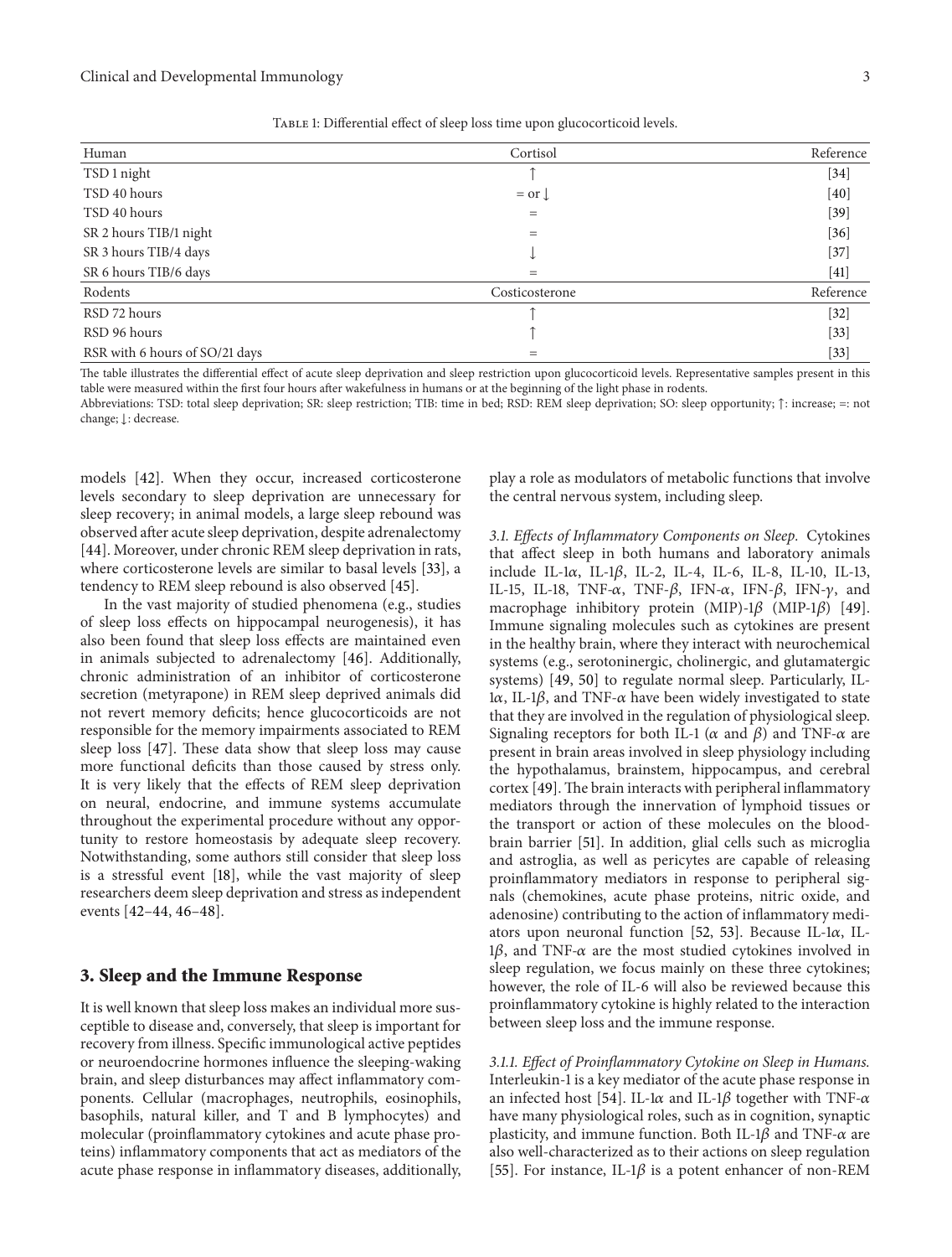Table 1: Differential effect of sleep loss time upon glucocorticoid levels.

| Human | Cortisol | Reference |
|---|---|---|
| TSD 1 night | ↑ | [34] |
| TSD 40 hours | = or ↓ | [40] |
| TSD 40 hours | = | [39] |
| SR 2 hours TIB/1 night | = | [36] |
| SR 3 hours TIB/4 days | ↓ | [37] |
| SR 6 hours TIB/6 days | = | [41] |
| Rodents | Costicosterone | Reference |
| RSD 72 hours | ↑ | [32] |
| RSD 96 hours | ↑ | [33] |
| RSR with 6 hours of SO/21 days | = | [33] |

The table illustrates the differential effect of acute sleep deprivation and sleep restriction upon glucocorticoid levels. Representative samples present in this table were measured within the first four hours after wakefulness in humans or at the beginning of the light phase in rodents.

Abbreviations: TSD: total sleep deprivation; SR: sleep restriction; TIB: time in bed; RSD: REM sleep deprivation; SO: sleep opportunity; ↑: increase; =: not change; ↓: decrease.

models [42]. When they occur, increased corticosterone levels secondary to sleep deprivation are unnecessary for sleep recovery; in animal models, a large sleep rebound was observed after acute sleep deprivation, despite adrenalectomy [44]. Moreover, under chronic REM sleep deprivation in rats, where corticosterone levels are similar to basal levels [33], a tendency to REM sleep rebound is also observed [45].

In the vast majority of studied phenomena (e.g., studies of sleep loss effects on hippocampal neurogenesis), it has also been found that sleep loss effects are maintained even in animals subjected to adrenalectomy [46]. Additionally, chronic administration of an inhibitor of corticosterone secretion (metyrapone) in REM sleep deprived animals did not revert memory deficits; hence glucocorticoids are not responsible for the memory impairments associated to REM sleep loss [47]. These data show that sleep loss may cause more functional deficits than those caused by stress only. It is very likely that the effects of REM sleep deprivation on neural, endocrine, and immune systems accumulate throughout the experimental procedure without any opportunity to restore homeostasis by adequate sleep recovery. Notwithstanding, some authors still consider that sleep loss is a stressful event [18], while the vast majority of sleep researchers deem sleep deprivation and stress as independent events [42–44, 46–48].

## 3. Sleep and the Immune Response

It is well known that sleep loss makes an individual more susceptible to disease and, conversely, that sleep is important for recovery from illness. Specific immunological active peptides or neuroendocrine hormones influence the sleeping-waking brain, and sleep disturbances may affect inflammatory components. Cellular (macrophages, neutrophils, eosinophils, basophils, natural killer, and T and B lymphocytes) and molecular (proinflammatory cytokines and acute phase proteins) inflammatory components that act as mediators of the acute phase response in inflammatory diseases, additionally, play a role as modulators of metabolic functions that involve the central nervous system, including sleep.

*3.1. Effects of Inflammatory Components on Sleep.* Cytokines that affect sleep in both humans and laboratory animals include IL-1$\alpha$, IL-1$\beta$, IL-2, IL-4, IL-6, IL-8, IL-10, IL-13, IL-15, IL-18, TNF-$\alpha$, TNF-$\beta$, IFN-$\alpha$, IFN-$\beta$, IFN-$\gamma$, and macrophage inhibitory protein (MIP)-1$\beta$ (MIP-1$\beta$) [49]. Immune signaling molecules such as cytokines are present in the healthy brain, where they interact with neurochemical systems (e.g., serotoninergic, cholinergic, and glutamatergic systems) [49, 50] to regulate normal sleep. Particularly, IL-1$\alpha$, IL-1$\beta$, and TNF-$\alpha$ have been widely investigated to state that they are involved in the regulation of physiological sleep. Signaling receptors for both IL-1 ($\alpha$ and $\beta$) and TNF-$\alpha$ are present in brain areas involved in sleep physiology including the hypothalamus, brainstem, hippocampus, and cerebral cortex [49]. The brain interacts with peripheral inflammatory mediators through the innervation of lymphoid tissues or the transport or action of these molecules on the blood-brain barrier [51]. In addition, glial cells such as microglia and astroglia, as well as pericytes are capable of releasing proinflammatory mediators in response to peripheral signals (chemokines, acute phase proteins, nitric oxide, and adenosine) contributing to the action of inflammatory mediators upon neuronal function [52, 53]. Because IL-1$\alpha$, IL-1$\beta$, and TNF-$\alpha$ are the most studied cytokines involved in sleep regulation, we focus mainly on these three cytokines; however, the role of IL-6 will also be reviewed because this proinflammatory cytokine is highly related to the interaction between sleep loss and the immune response.

*3.1.1. Effect of Proinflammatory Cytokine on Sleep in Humans.* Interleukin-1 is a key mediator of the acute phase response in an infected host [54]. IL-1$\alpha$ and IL-1$\beta$ together with TNF-$\alpha$ have many physiological roles, such as in cognition, synaptic plasticity, and immune function. Both IL-1$\beta$ and TNF-$\alpha$ are also well-characterized as to their actions on sleep regulation [55]. For instance, IL-1$\beta$ is a potent enhancer of non-REM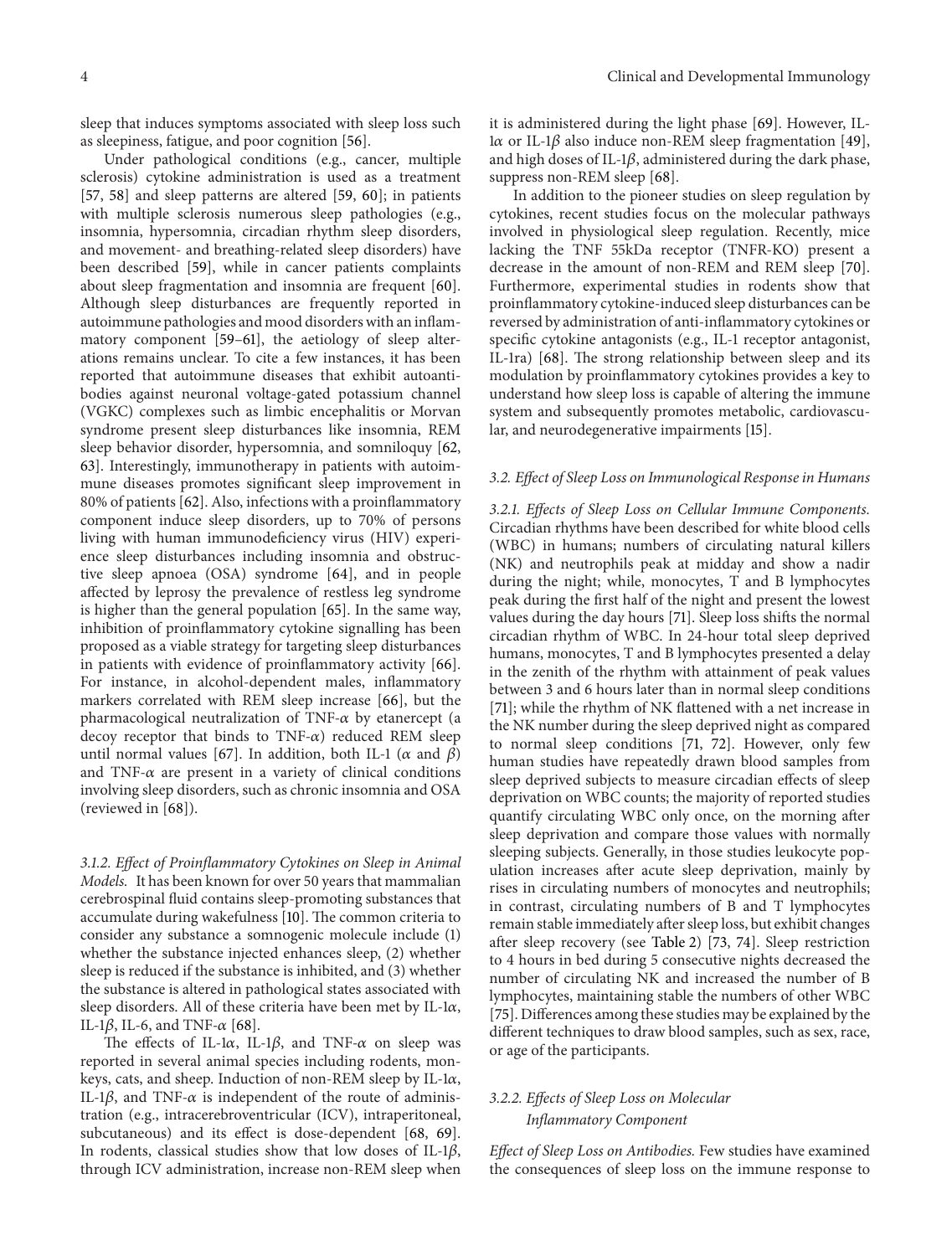sleep that induces symptoms associated with sleep loss such as sleepiness, fatigue, and poor cognition [56].

Under pathological conditions (e.g., cancer, multiple sclerosis) cytokine administration is used as a treatment [57, 58] and sleep patterns are altered [59, 60]; in patients with multiple sclerosis numerous sleep pathologies (e.g., insomnia, hypersomnia, circadian rhythm sleep disorders, and movement- and breathing-related sleep disorders) have been described [59], while in cancer patients complaints about sleep fragmentation and insomnia are frequent [60]. Although sleep disturbances are frequently reported in autoimmune pathologies and mood disorders with an inflammatory component [59–61], the aetiology of sleep alterations remains unclear. To cite a few instances, it has been reported that autoimmune diseases that exhibit autoantibodies against neuronal voltage-gated potassium channel (VGKC) complexes such as limbic encephalitis or Morvan syndrome present sleep disturbances like insomnia, REM sleep behavior disorder, hypersomnia, and somniloquy [62, 63]. Interestingly, immunotherapy in patients with autoimmune diseases promotes significant sleep improvement in 80% of patients [62]. Also, infections with a proinflammatory component induce sleep disorders, up to 70% of persons living with human immunodeficiency virus (HIV) experience sleep disturbances including insomnia and obstructive sleep apnoea (OSA) syndrome [64], and in people affected by leprosy the prevalence of restless leg syndrome is higher than the general population [65]. In the same way, inhibition of proinflammatory cytokine signalling has been proposed as a viable strategy for targeting sleep disturbances in patients with evidence of proinflammatory activity [66]. For instance, in alcohol-dependent males, inflammatory markers correlated with REM sleep increase [66], but the pharmacological neutralization of TNF-$\alpha$ by etanercept (a decoy receptor that binds to TNF-$\alpha$) reduced REM sleep until normal values [67]. In addition, both IL-1 ($\alpha$ and $\beta$) and TNF-$\alpha$ are present in a variety of clinical conditions involving sleep disorders, such as chronic insomnia and OSA (reviewed in [68]).

*3.1.2. Effect of Proinflammatory Cytokines on Sleep in Animal Models.* It has been known for over 50 years that mammalian cerebrospinal fluid contains sleep-promoting substances that accumulate during wakefulness [10]. The common criteria to consider any substance a somnogenic molecule include (1) whether the substance injected enhances sleep, (2) whether sleep is reduced if the substance is inhibited, and (3) whether the substance is altered in pathological states associated with sleep disorders. All of these criteria have been met by IL-1$\alpha$, IL-1$\beta$, IL-6, and TNF-$\alpha$ [68].

The effects of IL-1$\alpha$, IL-1$\beta$, and TNF-$\alpha$ on sleep was reported in several animal species including rodents, monkeys, cats, and sheep. Induction of non-REM sleep by IL-1$\alpha$, IL-1$\beta$, and TNF-$\alpha$ is independent of the route of administration (e.g., intracerebroventricular (ICV), intraperitoneal, subcutaneous) and its effect is dose-dependent [68, 69]. In rodents, classical studies show that low doses of IL-1$\beta$, through ICV administration, increase non-REM sleep when it is administered during the light phase [69]. However, IL-1$\alpha$ or IL-1$\beta$ also induce non-REM sleep fragmentation [49], and high doses of IL-1$\beta$, administered during the dark phase, suppress non-REM sleep [68].

In addition to the pioneer studies on sleep regulation by cytokines, recent studies focus on the molecular pathways involved in physiological sleep regulation. Recently, mice lacking the TNF 55kDa receptor (TNFR-KO) present a decrease in the amount of non-REM and REM sleep [70]. Furthermore, experimental studies in rodents show that proinflammatory cytokine-induced sleep disturbances can be reversed by administration of anti-inflammatory cytokines or specific cytokine antagonists (e.g., IL-1 receptor antagonist, IL-1ra) [68]. The strong relationship between sleep and its modulation by proinflammatory cytokines provides a key to understand how sleep loss is capable of altering the immune system and subsequently promotes metabolic, cardiovascular, and neurodegenerative impairments [15].

### *3.2. Effect of Sleep Loss on Immunological Response in Humans*

*3.2.1. Effects of Sleep Loss on Cellular Immune Components.* Circadian rhythms have been described for white blood cells (WBC) in humans; numbers of circulating natural killers (NK) and neutrophils peak at midday and show a nadir during the night; while, monocytes, T and B lymphocytes peak during the first half of the night and present the lowest values during the day hours [71]. Sleep loss shifts the normal circadian rhythm of WBC. In 24-hour total sleep deprived humans, monocytes, T and B lymphocytes presented a delay in the zenith of the rhythm with attainment of peak values between 3 and 6 hours later than in normal sleep conditions [71]; while the rhythm of NK flattened with a net increase in the NK number during the sleep deprived night as compared to normal sleep conditions [71, 72]. However, only few human studies have repeatedly drawn blood samples from sleep deprived subjects to measure circadian effects of sleep deprivation on WBC counts; the majority of reported studies quantify circulating WBC only once, on the morning after sleep deprivation and compare those values with normally sleeping subjects. Generally, in those studies leukocyte population increases after acute sleep deprivation, mainly by rises in circulating numbers of monocytes and neutrophils; in contrast, circulating numbers of B and T lymphocytes remain stable immediately after sleep loss, but exhibit changes after sleep recovery (see Table 2) [73, 74]. Sleep restriction to 4 hours in bed during 5 consecutive nights decreased the number of circulating NK and increased the number of B lymphocytes, maintaining stable the numbers of other WBC [75]. Differences among these studies may be explained by the different techniques to draw blood samples, such as sex, race, or age of the participants.

#### *3.2.2. Effects of Sleep Loss on Molecular Inflammatory Component*

*Effect of Sleep Loss on Antibodies.* Few studies have examined the consequences of sleep loss on the immune response to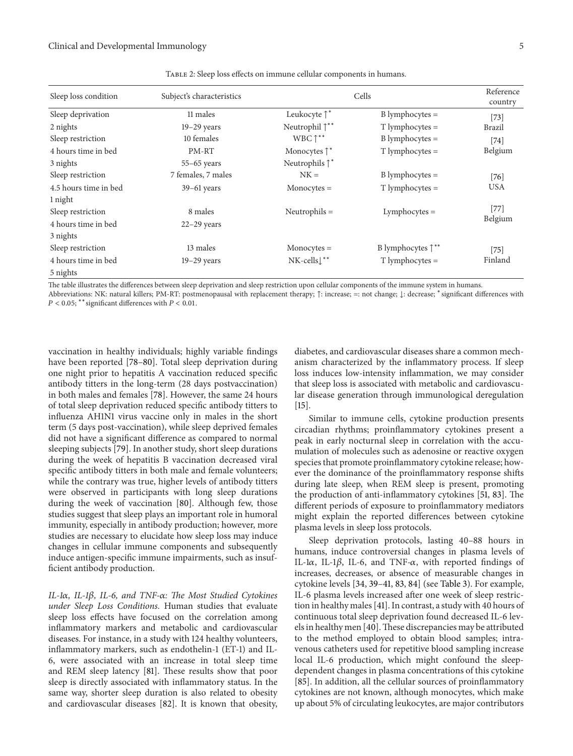Table 2: Sleep loss effects on immune cellular components in humans.

| Sleep loss condition | Subject's characteristics | Cells | | Reference country |
|---|---|---|---|---|
| Sleep deprivation 2 nights | 11 males 19–29 years | Leukocyte ↑* Neutrophil ↑** | B lymphocytes = T lymphocytes = | [73] Brazil |
| Sleep restriction 4 hours time in bed 3 nights | 10 females PM-RT 55–65 years | WBC ↑** Monocytes ↑* Neutrophils ↑* | B lymphocytes = T lymphocytes = | [74] Belgium |
| Sleep restriction 4.5 hours time in bed 1 night | 7 females, 7 males 39–61 years | NK = Monocytes = | B lymphocytes = T lymphocytes = | [76] USA |
| Sleep restriction 4 hours time in bed 3 nights | 8 males 22–29 years | Neutrophils = | Lymphocytes = | [77] Belgium |
| Sleep restriction 4 hours time in bed 5 nights | 13 males 19–29 years | Monocytes = NK-cells↓** | B lymphocytes ↑** T lymphocytes = | [75] Finland |

The table illustrates the differences between sleep deprivation and sleep restriction upon cellular components of the immune system in humans.
Abbreviations: NK: natural killers; PM-RT: postmenopausal with replacement therapy; ↑: increase; =: not change; ↓: decrease; * significant differences with $P < 0.05$; ** significant differences with $P < 0.01$.

vaccination in healthy individuals; highly variable findings have been reported [78–80]. Total sleep deprivation during one night prior to hepatitis A vaccination reduced specific antibody titters in the long-term (28 days postvaccination) in both males and females [78]. However, the same 24 hours of total sleep deprivation reduced specific antibody titters to influenza AH1N1 virus vaccine only in males in the short term (5 days post-vaccination), while sleep deprived females did not have a significant difference as compared to normal sleeping subjects [79]. In another study, short sleep durations during the week of hepatitis B vaccination decreased viral specific antibody titters in both male and female volunteers; while the contrary was true, higher levels of antibody titters were observed in participants with long sleep durations during the week of vaccination [80]. Although few, those studies suggest that sleep plays an important role in humoral immunity, especially in antibody production; however, more studies are necessary to elucidate how sleep loss may induce changes in cellular immune components and subsequently induce antigen-specific immune impairments, such as insufficient antibody production.

*IL-1α, IL-1β, IL-6, and TNF-α: The Most Studied Cytokines under Sleep Loss Conditions.* Human studies that evaluate sleep loss effects have focused on the correlation among inflammatory markers and metabolic and cardiovascular diseases. For instance, in a study with 124 healthy volunteers, inflammatory markers, such as endothelin-1 (ET-1) and IL-6, were associated with an increase in total sleep time and REM sleep latency [81]. These results show that poor sleep is directly associated with inflammatory status. In the same way, shorter sleep duration is also related to obesity and cardiovascular diseases [82]. It is known that obesity, diabetes, and cardiovascular diseases share a common mechanism characterized by the inflammatory process. If sleep loss induces low-intensity inflammation, we may consider that sleep loss is associated with metabolic and cardiovascular disease generation through immunological deregulation [15].

Similar to immune cells, cytokine production presents circadian rhythms; proinflammatory cytokines present a peak in early nocturnal sleep in correlation with the accumulation of molecules such as adenosine or reactive oxygen species that promote proinflammatory cytokine release; however the dominance of the proinflammatory response shifts during late sleep, when REM sleep is present, promoting the production of anti-inflammatory cytokines [51, 83]. The different periods of exposure to proinflammatory mediators might explain the reported differences between cytokine plasma levels in sleep loss protocols.

Sleep deprivation protocols, lasting 40–88 hours in humans, induce controversial changes in plasma levels of IL-1α, IL-1β, IL-6, and TNF-α, with reported findings of increases, decreases, or absence of measurable changes in cytokine levels [34, 39–41, 83, 84] (see Table 3). For example, IL-6 plasma levels increased after one week of sleep restriction in healthy males [41]. In contrast, a study with 40 hours of continuous total sleep deprivation found decreased IL-6 levels in healthy men [40]. These discrepancies may be attributed to the method employed to obtain blood samples; intravenous catheters used for repetitive blood sampling increase local IL-6 production, which might confound the sleep-dependent changes in plasma concentrations of this cytokine [85]. In addition, all the cellular sources of proinflammatory cytokines are not known, although monocytes, which make up about 5% of circulating leukocytes, are major contributors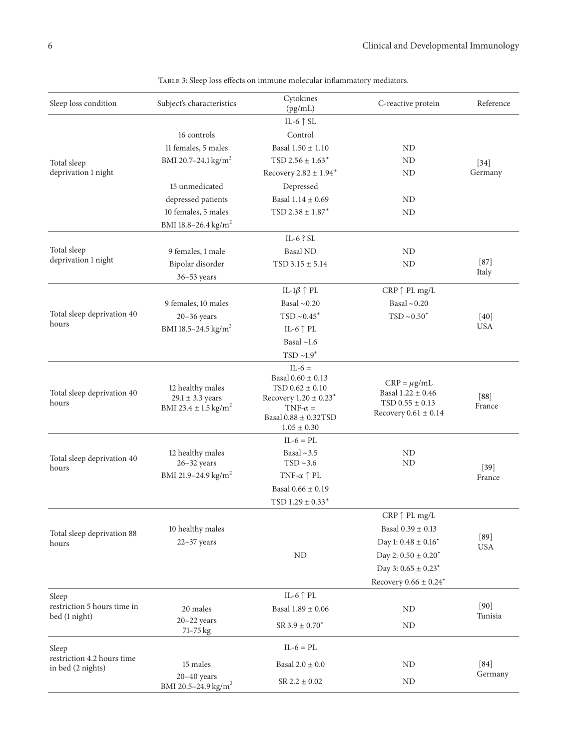Table 3: Sleep loss effects on immune molecular inflammatory mediators.

| Sleep loss condition | Subject's characteristics | Cytokines (pg/mL) | C-reactive protein | Reference |
|---|---|---|---|---|
| Total sleep deprivation 1 night | | IL-6 ↑ SL | | [34] Germany |
| | 16 controls | Control | | |
| | 11 females, 5 males | Basal 1.50 ± 1.10 | ND | |
| | BMI 20.7–24.1 kg/m$^2$ | TSD 2.56 ± 1.63* | ND | |
| | | Recovery 2.82 ± 1.94* | ND | |
| | 15 unmedicated | Depressed | | |
| | depressed patients | Basal 1.14 ± 0.69 | ND | |
| | 10 females, 5 males | TSD 2.38 ± 1.87* | ND | |
| | BMI 18.8–26.4 kg/m$^2$ | | | |
| Total sleep deprivation 1 night | | IL-6 ? SL | | [87] Italy |
| | 9 females, 1 male | Basal ND | ND | |
| | Bipolar disorder | TSD 3.15 ± 5.14 | ND | |
| | 36–53 years | | | |
| Total sleep deprivation 40 hours | | IL-1β ↑ PL | CRP ↑ PL mg/L | [40] USA |
| | 9 females, 10 males | Basal ~0.20 | Basal ~0.20 | |
| | 20–36 years | TSD ~0.45* | TSD ~0.50* | |
| | BMI 18.5–24.5 kg/m$^2$ | IL-6 ↑ PL | | |
| | | Basal ~1.6 | | |
| | | TSD ~1.9* | | |
| Total sleep deprivation 40 hours | 12 healthy males<br>29.1 ± 3.3 years<br>BMI 23.4 ± 1.5 kg/m$^2$ | IL-6 =<br>Basal 0.60 ± 0.13<br>TSD 0.62 ± 0.10<br>Recovery 1.20 ± 0.23*<br>TNF-α =<br>Basal 0.88 ± 0.32TSD<br>1.05 ± 0.30 | CRP = μg/mL<br>Basal 1.22 ± 0.46<br>TSD 0.55 ± 0.13<br>Recovery 0.61 ± 0.14 | [88] France |
| Total sleep deprivation 40 hours | | IL-6 = PL | | [39] France |
| | 12 healthy males<br>26–32 years | Basal ~3.5<br>TSD ~3.6 | ND<br>ND | |
| | BMI 21.9–24.9 kg/m$^2$ | TNF-α ↑ PL | | |
| | | Basal 0.66 ± 0.19 | | |
| | | TSD 1.29 ± 0.33* | | |
| Total sleep deprivation 88 hours | | | CRP ↑ PL mg/L | [89] USA |
| | 10 healthy males | | Basal 0.39 ± 0.13 | |
| | 22–37 years | | Day 1: 0.48 ± 0.16* | |
| | | ND | Day 2: 0.50 ± 0.20* | |
| | | | Day 3: 0.65 ± 0.23* | |
| | | | Recovery 0.66 ± 0.24* | |
| Sleep restriction 5 hours time in bed (1 night) | | IL-6 ↑ PL | | [90] Tunisia |
| | 20 males | Basal 1.89 ± 0.06 | ND | |
| | 20–22 years<br>71–75 kg | SR 3.9 ± 0.70* | ND | |
| Sleep restriction 4.2 hours time in bed (2 nights) | | IL-6 = PL | | [84] Germany |
| | 15 males | Basal 2.0 ± 0.0 | ND | |
| | 20–40 years<br>BMI 20.5–24.9 kg/m$^2$ | SR 2.2 ± 0.02 | ND | |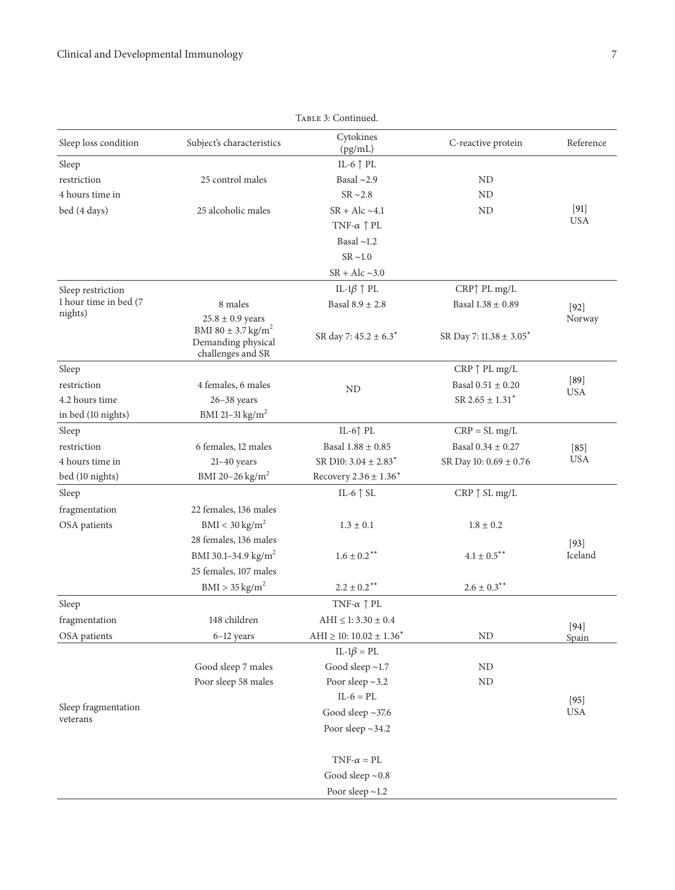Table 3: Continued.

| Sleep loss condition | Subject's characteristics | Cytokines (pg/mL) | C-reactive protein | Reference |
|---|---|---|---|---|
| Sleep restriction 4 hours time in bed (4 days) | 25 control males<br>25 alcoholic males | IL-6 ↑ PL<br>Basal ~2.9<br>SR ~2.8<br>SR + Alc ~4.1<br>TNF-$\alpha$ ↑ PL<br>Basal ~1.2<br>SR ~1.0<br>SR + Alc ~3.0 | ND<br>ND<br>ND | [91] USA |
| Sleep restriction 1 hour time in bed (7 nights) | 8 males<br>25.8 ± 0.9 years<br>BMI 80 ± 3.7 kg/m$^2$<br>Demanding physical challenges and SR | IL-1$\beta$ ↑ PL<br>Basal 8.9 ± 2.8<br>SR day 7: 45.2 ± 6.3* | CRP↑ PL mg/L<br>Basal 1.38 ± 0.89<br>SR Day 7: 11.38 ± 3.05* | [92] Norway |
| Sleep restriction 4.2 hours time in bed (10 nights) | 4 females, 6 males<br>26–38 years<br>BMI 21–31 kg/m$^2$ | ND | CRP ↑ PL mg/L<br>Basal 0.51 ± 0.20<br>SR 2.65 ± 1.31* | [89] USA |
| Sleep restriction 4 hours time in bed (10 nights) | 6 females, 12 males<br>21–40 years<br>BMI 20–26 kg/m$^2$ | IL-6↑ PL<br>Basal 1.88 ± 0.85<br>SR D10: 3.04 ± 2.83*<br>Recovery 2.36 ± 1.36* | CRP = SL mg/L<br>Basal 0.34 ± 0.27<br>SR Day 10: 0.69 ± 0.76 | [85] USA |
| Sleep fragmentation OSA patients | 22 females, 136 males<br>BMI < 30 kg/m$^2$<br>28 females, 136 males<br>BMI 30.1–34.9 kg/m$^2$<br>25 females, 107 males<br>BMI > 35 kg/m$^2$ | IL-6 ↑ SL<br>1.3 ± 0.1<br>1.6 ± 0.2**<br>2.2 ± 0.2** | CRP ↑ SL mg/L<br>1.8 ± 0.2<br>4.1 ± 0.5**<br>2.6 ± 0.3** | [93] Iceland |
| Sleep fragmentation OSA patients | 148 children<br>6–12 years | TNF-$\alpha$ ↑ PL<br>AHI ≤ 1: 3.30 ± 0.4<br>AHI ≥ 10: 10.02 ± 1.36* | ND | [94] Spain |
| Sleep fragmentation veterans | Good sleep 7 males<br>Poor sleep 58 males | IL-1$\beta$ = PL<br>Good sleep ~1.7<br>Poor sleep ~3.2<br>IL-6 = PL<br>Good sleep ~37.6<br>Poor sleep ~34.2<br>TNF-$\alpha$ = PL<br>Good sleep ~0.8<br>Poor sleep ~1.2 | ND<br>ND | [95] USA |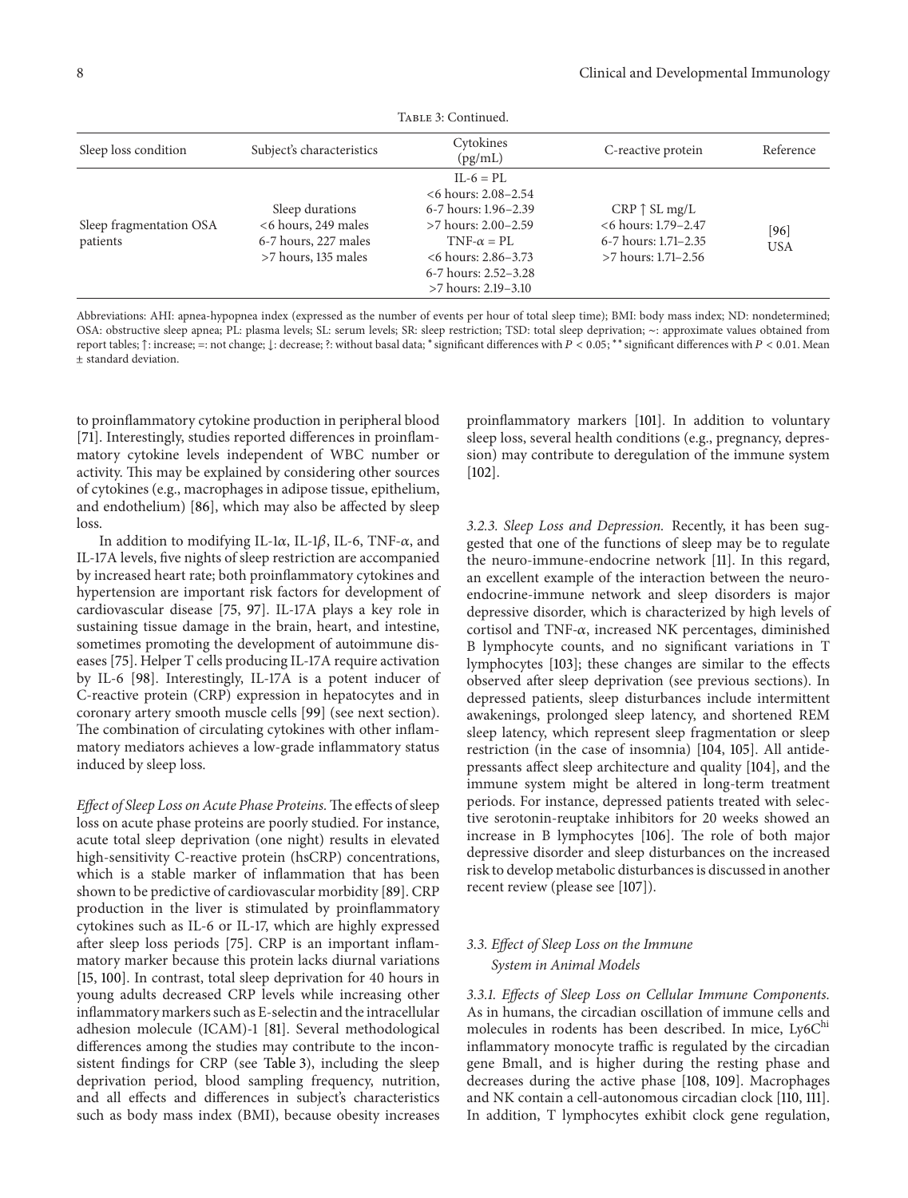Table 3: Continued.

| Sleep loss condition | Subject's characteristics | Cytokines (pg/mL) | C-reactive protein | Reference |
|---|---|---|---|---|
| Sleep fragmentation OSA patients | Sleep durations<br><6 hours, 249 males<br>6-7 hours, 227 males<br>>7 hours, 135 males | IL-6 = PL<br><6 hours: 2.08–2.54<br>6-7 hours: 1.96–2.39<br>>7 hours: 2.00–2.59<br>TNF-$\alpha$ = PL<br><6 hours: 2.86–3.73<br>6-7 hours: 2.52–3.28<br>>7 hours: 2.19–3.10 | CRP ↑ SL mg/L<br><6 hours: 1.79–2.47<br>6-7 hours: 1.71–2.35<br>>7 hours: 1.71–2.56 | [96]<br>USA |

Abbreviations: AHI: apnea-hypopnea index (expressed as the number of events per hour of total sleep time); BMI: body mass index; ND: nondetermined; OSA: obstructive sleep apnea; PL: plasma levels; SL: serum levels; SR: sleep restriction; TSD: total sleep deprivation; ~: approximate values obtained from report tables; ↑: increase; =: not change; ↓: decrease; ?: without basal data; * significant differences with $P < 0.05$; ** significant differences with $P < 0.01$. Mean ± standard deviation.

to proinflammatory cytokine production in peripheral blood [71]. Interestingly, studies reported differences in proinflammatory cytokine levels independent of WBC number or activity. This may be explained by considering other sources of cytokines (e.g., macrophages in adipose tissue, epithelium, and endothelium) [86], which may also be affected by sleep loss.

In addition to modifying IL-1$\alpha$, IL-1$\beta$, IL-6, TNF-$\alpha$, and IL-17A levels, five nights of sleep restriction are accompanied by increased heart rate; both proinflammatory cytokines and hypertension are important risk factors for development of cardiovascular disease [75, 97]. IL-17A plays a key role in sustaining tissue damage in the brain, heart, and intestine, sometimes promoting the development of autoimmune diseases [75]. Helper T cells producing IL-17A require activation by IL-6 [98]. Interestingly, IL-17A is a potent inducer of C-reactive protein (CRP) expression in hepatocytes and in coronary artery smooth muscle cells [99] (see next section). The combination of circulating cytokines with other inflammatory mediators achieves a low-grade inflammatory status induced by sleep loss.

*Effect of Sleep Loss on Acute Phase Proteins.* The effects of sleep loss on acute phase proteins are poorly studied. For instance, acute total sleep deprivation (one night) results in elevated high-sensitivity C-reactive protein (hsCRP) concentrations, which is a stable marker of inflammation that has been shown to be predictive of cardiovascular morbidity [89]. CRP production in the liver is stimulated by proinflammatory cytokines such as IL-6 or IL-17, which are highly expressed after sleep loss periods [75]. CRP is an important inflammatory marker because this protein lacks diurnal variations [15, 100]. In contrast, total sleep deprivation for 40 hours in young adults decreased CRP levels while increasing other inflammatory markers such as E-selectin and the intracellular adhesion molecule (ICAM)-1 [81]. Several methodological differences among the studies may contribute to the inconsistent findings for CRP (see Table 3), including the sleep deprivation period, blood sampling frequency, nutrition, and all effects and differences in subject's characteristics such as body mass index (BMI), because obesity increases proinflammatory markers [101]. In addition to voluntary sleep loss, several health conditions (e.g., pregnancy, depression) may contribute to deregulation of the immune system [102].

*3.2.3. Sleep Loss and Depression.* Recently, it has been suggested that one of the functions of sleep may be to regulate the neuro-immune-endocrine network [11]. In this regard, an excellent example of the interaction between the neuroendocrine-immune network and sleep disorders is major depressive disorder, which is characterized by high levels of cortisol and TNF-$\alpha$, increased NK percentages, diminished B lymphocyte counts, and no significant variations in T lymphocytes [103]; these changes are similar to the effects observed after sleep deprivation (see previous sections). In depressed patients, sleep disturbances include intermittent awakenings, prolonged sleep latency, and shortened REM sleep latency, which represent sleep fragmentation or sleep restriction (in the case of insomnia) [104, 105]. All antidepressants affect sleep architecture and quality [104], and the immune system might be altered in long-term treatment periods. For instance, depressed patients treated with selective serotonin-reuptake inhibitors for 20 weeks showed an increase in B lymphocytes [106]. The role of both major depressive disorder and sleep disturbances on the increased risk to develop metabolic disturbances is discussed in another recent review (please see [107]).

### *3.3. Effect of Sleep Loss on the Immune System in Animal Models*

*3.3.1. Effects of Sleep Loss on Cellular Immune Components.* As in humans, the circadian oscillation of immune cells and molecules in rodents has been described. In mice, Ly6C$^{hi}$ inflammatory monocyte traffic is regulated by the circadian gene Bmal1, and is higher during the resting phase and decreases during the active phase [108, 109]. Macrophages and NK contain a cell-autonomous circadian clock [110, 111]. In addition, T lymphocytes exhibit clock gene regulation,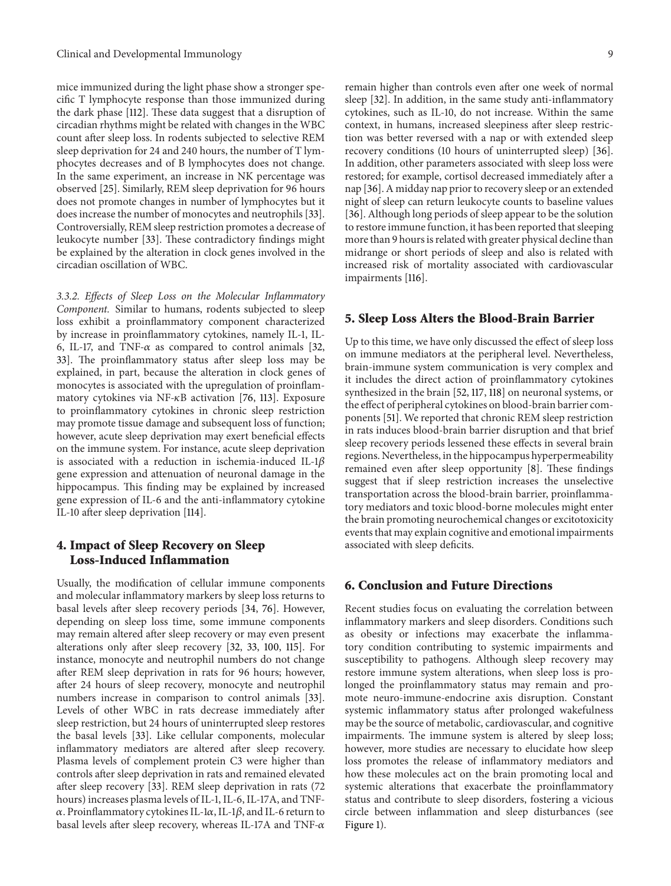mice immunized during the light phase show a stronger specific T lymphocyte response than those immunized during the dark phase [112]. These data suggest that a disruption of circadian rhythms might be related with changes in the WBC count after sleep loss. In rodents subjected to selective REM sleep deprivation for 24 and 240 hours, the number of T lymphocytes decreases and of B lymphocytes does not change. In the same experiment, an increase in NK percentage was observed [25]. Similarly, REM sleep deprivation for 96 hours does not promote changes in number of lymphocytes but it does increase the number of monocytes and neutrophils [33]. Controversially, REM sleep restriction promotes a decrease of leukocyte number [33]. These contradictory findings might be explained by the alteration in clock genes involved in the circadian oscillation of WBC.

*3.3.2. Effects of Sleep Loss on the Molecular Inflammatory Component.* Similar to humans, rodents subjected to sleep loss exhibit a proinflammatory component characterized by increase in proinflammatory cytokines, namely IL-1, IL-6, IL-17, and TNF-$\alpha$ as compared to control animals [32, 33]. The proinflammatory status after sleep loss may be explained, in part, because the alteration in clock genes of monocytes is associated with the upregulation of proinflammatory cytokines via NF-$\kappa$B activation [76, 113]. Exposure to proinflammatory cytokines in chronic sleep restriction may promote tissue damage and subsequent loss of function; however, acute sleep deprivation may exert beneficial effects on the immune system. For instance, acute sleep deprivation is associated with a reduction in ischemia-induced IL-1$\beta$ gene expression and attenuation of neuronal damage in the hippocampus. This finding may be explained by increased gene expression of IL-6 and the anti-inflammatory cytokine IL-10 after sleep deprivation [114].

## 4. Impact of Sleep Recovery on Sleep Loss-Induced Inflammation

Usually, the modification of cellular immune components and molecular inflammatory markers by sleep loss returns to basal levels after sleep recovery periods [34, 76]. However, depending on sleep loss time, some immune components may remain altered after sleep recovery or may even present alterations only after sleep recovery [32, 33, 100, 115]. For instance, monocyte and neutrophil numbers do not change after REM sleep deprivation in rats for 96 hours; however, after 24 hours of sleep recovery, monocyte and neutrophil numbers increase in comparison to control animals [33]. Levels of other WBC in rats decrease immediately after sleep restriction, but 24 hours of uninterrupted sleep restores the basal levels [33]. Like cellular components, molecular inflammatory mediators are altered after sleep recovery. Plasma levels of complement protein C3 were higher than controls after sleep deprivation in rats and remained elevated after sleep recovery [33]. REM sleep deprivation in rats (72 hours) increases plasma levels of IL-1, IL-6, IL-17A, and TNF-$\alpha$. Proinflammatory cytokines IL-1$\alpha$, IL-1$\beta$, and IL-6 return to basal levels after sleep recovery, whereas IL-17A and TNF-$\alpha$ remain higher than controls even after one week of normal sleep [32]. In addition, in the same study anti-inflammatory cytokines, such as IL-10, do not increase. Within the same context, in humans, increased sleepiness after sleep restriction was better reversed with a nap or with extended sleep recovery conditions (10 hours of uninterrupted sleep) [36]. In addition, other parameters associated with sleep loss were restored; for example, cortisol decreased immediately after a nap [36]. A midday nap prior to recovery sleep or an extended night of sleep can return leukocyte counts to baseline values [36]. Although long periods of sleep appear to be the solution to restore immune function, it has been reported that sleeping more than 9 hours is related with greater physical decline than midrange or short periods of sleep and also is related with increased risk of mortality associated with cardiovascular impairments [116].

## 5. Sleep Loss Alters the Blood-Brain Barrier

Up to this time, we have only discussed the effect of sleep loss on immune mediators at the peripheral level. Nevertheless, brain-immune system communication is very complex and it includes the direct action of proinflammatory cytokines synthesized in the brain [52, 117, 118] on neuronal systems, or the effect of peripheral cytokines on blood-brain barrier components [51]. We reported that chronic REM sleep restriction in rats induces blood-brain barrier disruption and that brief sleep recovery periods lessened these effects in several brain regions. Nevertheless, in the hippocampus hyperpermeability remained even after sleep opportunity [8]. These findings suggest that if sleep restriction increases the unselective transportation across the blood-brain barrier, proinflammatory mediators and toxic blood-borne molecules might enter the brain promoting neurochemical changes or excitotoxicity events that may explain cognitive and emotional impairments associated with sleep deficits.

## 6. Conclusion and Future Directions

Recent studies focus on evaluating the correlation between inflammatory markers and sleep disorders. Conditions such as obesity or infections may exacerbate the inflammatory condition contributing to systemic impairments and susceptibility to pathogens. Although sleep recovery may restore immune system alterations, when sleep loss is prolonged the proinflammatory status may remain and promote neuro-immune-endocrine axis disruption. Constant systemic inflammatory status after prolonged wakefulness may be the source of metabolic, cardiovascular, and cognitive impairments. The immune system is altered by sleep loss; however, more studies are necessary to elucidate how sleep loss promotes the release of inflammatory mediators and how these molecules act on the brain promoting local and systemic alterations that exacerbate the proinflammatory status and contribute to sleep disorders, fostering a vicious circle between inflammation and sleep disturbances (see Figure 1).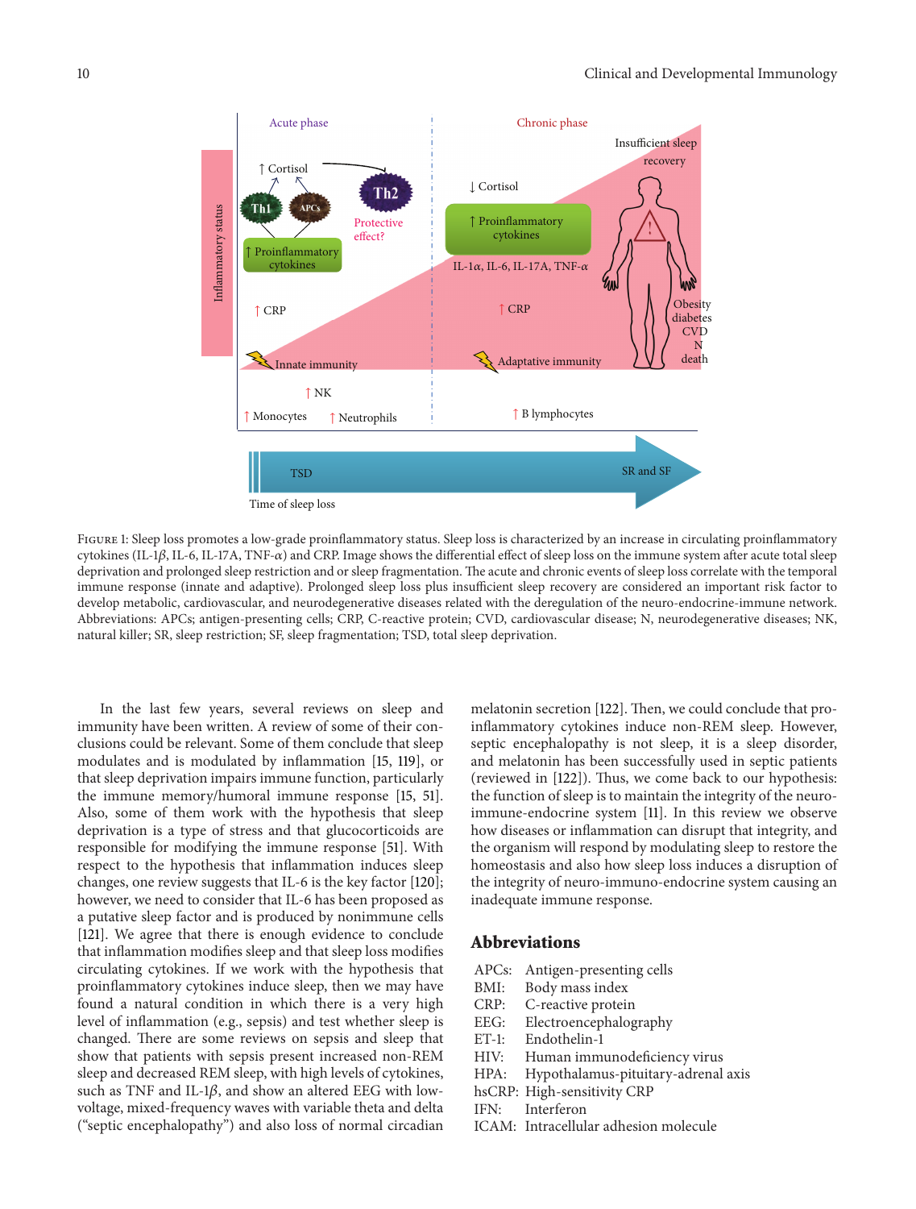Figure 1: Sleep loss promotes a low-grade proinflammatory status. Sleep loss is characterized by an increase in circulating proinflammatory cytokines (IL-1$\beta$, IL-6, IL-17A, TNF-$\alpha$) and CRP. Image shows the differential effect of sleep loss on the immune system after acute total sleep deprivation and prolonged sleep restriction and or sleep fragmentation. The acute and chronic events of sleep loss correlate with the temporal immune response (innate and adaptive). Prolonged sleep loss plus insufficient sleep recovery are considered an important risk factor to develop metabolic, cardiovascular, and neurodegenerative diseases related with the deregulation of the neuro-endocrine-immune network. Abbreviations: APCs; antigen-presenting cells; CRP, C-reactive protein; CVD, cardiovascular disease; N, neurodegenerative diseases; NK, natural killer; SR, sleep restriction; SF, sleep fragmentation; TSD, total sleep deprivation.

In the last few years, several reviews on sleep and immunity have been written. A review of some of their conclusions could be relevant. Some of them conclude that sleep modulates and is modulated by inflammation [15, 119], or that sleep deprivation impairs immune function, particularly the immune memory/humoral immune response [15, 51]. Also, some of them work with the hypothesis that sleep deprivation is a type of stress and that glucocorticoids are responsible for modifying the immune response [51]. With respect to the hypothesis that inflammation induces sleep changes, one review suggests that IL-6 is the key factor [120]; however, we need to consider that IL-6 has been proposed as a putative sleep factor and is produced by nonimmune cells [121]. We agree that there is enough evidence to conclude that inflammation modifies sleep and that sleep loss modifies circulating cytokines. If we work with the hypothesis that proinflammatory cytokines induce sleep, then we may have found a natural condition in which there is a very high level of inflammation (e.g., sepsis) and test whether sleep is changed. There are some reviews on sepsis and sleep that show that patients with sepsis present increased non-REM sleep and decreased REM sleep, with high levels of cytokines, such as TNF and IL-1$\beta$, and show an altered EEG with low-voltage, mixed-frequency waves with variable theta and delta ("septic encephalopathy") and also loss of normal circadian melatonin secretion [122]. Then, we could conclude that proinflammatory cytokines induce non-REM sleep. However, septic encephalopathy is not sleep, it is a sleep disorder, and melatonin has been successfully used in septic patients (reviewed in [122]). Thus, we come back to our hypothesis: the function of sleep is to maintain the integrity of the neuro-immune-endocrine system [11]. In this review we observe how diseases or inflammation can disrupt that integrity, and the organism will respond by modulating sleep to restore the homeostasis and also how sleep loss induces a disruption of the integrity of neuro-immuno-endocrine system causing an inadequate immune response.

## Abbreviations

APCs: Antigen-presenting cells
BMI: Body mass index
CRP: C-reactive protein
EEG: Electroencephalography
ET-1: Endothelin-1
HIV: Human immunodeficiency virus
HPA: Hypothalamus-pituitary-adrenal axis
hsCRP: High-sensitivity CRP
IFN: Interferon
ICAM: Intracellular adhesion molecule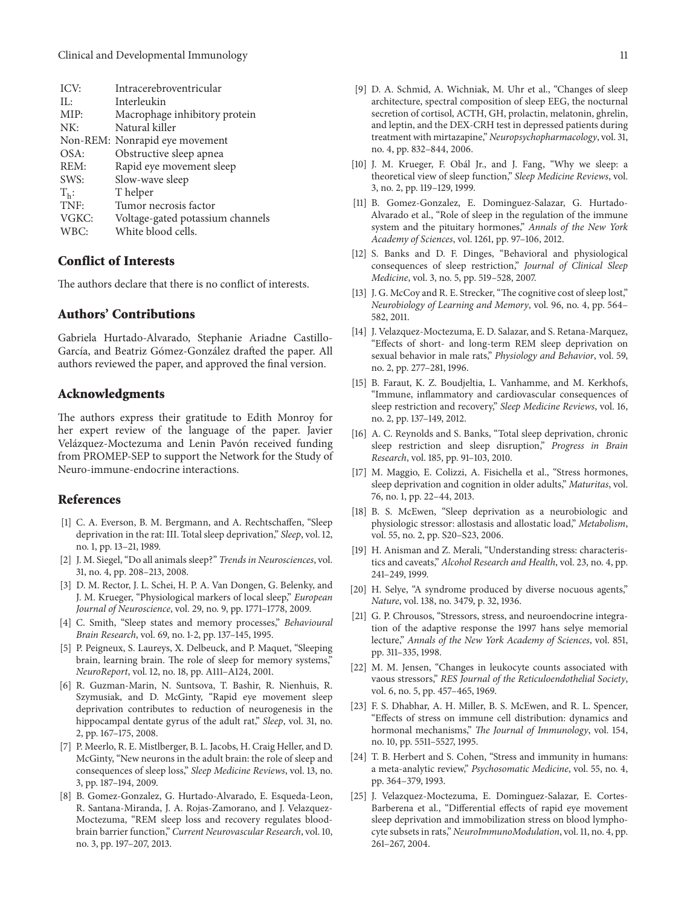ICV: Intracerebroventricular
IL: Interleukin
MIP: Macrophage inhibitory protein
NK: Natural killer
Non-REM: Nonrapid eye movement
OSA: Obstructive sleep apnea
REM: Rapid eye movement sleep
SWS: Slow-wave sleep
$T_h$: T helper
TNF: Tumor necrosis factor
VGKC: Voltage-gated potassium channels
WBC: White blood cells.

## Conflict of Interests

The authors declare that there is no conflict of interests.

## Authors' Contributions

Gabriela Hurtado-Alvarado, Stephanie Ariadne Castillo-García, and Beatriz Gómez-González drafted the paper. All authors reviewed the paper, and approved the final version.

## Acknowledgments

The authors express their gratitude to Edith Monroy for her expert review of the language of the paper. Javier Velázquez-Moctezuma and Lenin Pavón received funding from PROMEP-SEP to support the Network for the Study of Neuro-immune-endocrine interactions.

## References

[1] C. A. Everson, B. M. Bergmann, and A. Rechtschaffen, "Sleep deprivation in the rat: III. Total sleep deprivation," *Sleep*, vol. 12, no. 1, pp. 13–21, 1989.

[2] J. M. Siegel, "Do all animals sleep?" *Trends in Neurosciences*, vol. 31, no. 4, pp. 208–213, 2008.

[3] D. M. Rector, J. L. Schei, H. P. A. Van Dongen, G. Belenky, and J. M. Krueger, "Physiological markers of local sleep," *European Journal of Neuroscience*, vol. 29, no. 9, pp. 1771–1778, 2009.

[4] C. Smith, "Sleep states and memory processes," *Behavioural Brain Research*, vol. 69, no. 1-2, pp. 137–145, 1995.

[5] P. Peigneux, S. Laureys, X. Delbeuck, and P. Maquet, "Sleeping brain, learning brain. The role of sleep for memory systems," *NeuroReport*, vol. 12, no. 18, pp. A111–A124, 2001.

[6] R. Guzman-Marin, N. Suntsova, T. Bashir, R. Nienhuis, R. Szymusiak, and D. McGinty, "Rapid eye movement sleep deprivation contributes to reduction of neurogenesis in the hippocampal dentate gyrus of the adult rat," *Sleep*, vol. 31, no. 2, pp. 167–175, 2008.

[7] P. Meerlo, R. E. Mistlberger, B. L. Jacobs, H. Craig Heller, and D. McGinty, "New neurons in the adult brain: the role of sleep and consequences of sleep loss," *Sleep Medicine Reviews*, vol. 13, no. 3, pp. 187–194, 2009.

[8] B. Gomez-Gonzalez, G. Hurtado-Alvarado, E. Esqueda-Leon, R. Santana-Miranda, J. A. Rojas-Zamorano, and J. Velazquez-Moctezuma, "REM sleep loss and recovery regulates blood-brain barrier function," *Current Neurovascular Research*, vol. 10, no. 3, pp. 197–207, 2013.

[9] D. A. Schmid, A. Wichniak, M. Uhr et al., "Changes of sleep architecture, spectral composition of sleep EEG, the nocturnal secretion of cortisol, ACTH, GH, prolactin, melatonin, ghrelin, and leptin, and the DEX-CRH test in depressed patients during treatment with mirtazapine," *Neuropsychopharmacology*, vol. 31, no. 4, pp. 832–844, 2006.

[10] J. M. Krueger, F. Obál Jr., and J. Fang, "Why we sleep: a theoretical view of sleep function," *Sleep Medicine Reviews*, vol. 3, no. 2, pp. 119–129, 1999.

[11] B. Gomez-Gonzalez, E. Dominguez-Salazar, G. Hurtado-Alvarado et al., "Role of sleep in the regulation of the immune system and the pituitary hormones," *Annals of the New York Academy of Sciences*, vol. 1261, pp. 97–106, 2012.

[12] S. Banks and D. F. Dinges, "Behavioral and physiological consequences of sleep restriction," *Journal of Clinical Sleep Medicine*, vol. 3, no. 5, pp. 519–528, 2007.

[13] J. G. McCoy and R. E. Strecker, "The cognitive cost of sleep lost," *Neurobiology of Learning and Memory*, vol. 96, no. 4, pp. 564–582, 2011.

[14] J. Velazquez-Moctezuma, E. D. Salazar, and S. Retana-Marquez, "Effects of short- and long-term REM sleep deprivation on sexual behavior in male rats," *Physiology and Behavior*, vol. 59, no. 2, pp. 277–281, 1996.

[15] B. Faraut, K. Z. Boudjeltia, L. Vanhamme, and M. Kerkhofs, "Immune, inflammatory and cardiovascular consequences of sleep restriction and recovery," *Sleep Medicine Reviews*, vol. 16, no. 2, pp. 137–149, 2012.

[16] A. C. Reynolds and S. Banks, "Total sleep deprivation, chronic sleep restriction and sleep disruption," *Progress in Brain Research*, vol. 185, pp. 91–103, 2010.

[17] M. Maggio, E. Colizzi, A. Fisichella et al., "Stress hormones, sleep deprivation and cognition in older adults," *Maturitas*, vol. 76, no. 1, pp. 22–44, 2013.

[18] B. S. McEwen, "Sleep deprivation as a neurobiologic and physiologic stressor: allostasis and allostatic load," *Metabolism*, vol. 55, no. 2, pp. S20–S23, 2006.

[19] H. Anisman and Z. Merali, "Understanding stress: characteristics and caveats," *Alcohol Research and Health*, vol. 23, no. 4, pp. 241–249, 1999.

[20] H. Selye, "A syndrome produced by diverse nocuous agents," *Nature*, vol. 138, no. 3479, p. 32, 1936.

[21] G. P. Chrousos, "Stressors, stress, and neuroendocrine integration of the adaptive response the 1997 hans selye memorial lecture," *Annals of the New York Academy of Sciences*, vol. 851, pp. 311–335, 1998.

[22] M. M. Jensen, "Changes in leukocyte counts associated with vaous stressors," *RES Journal of the Reticuloendothelial Society*, vol. 6, no. 5, pp. 457–465, 1969.

[23] F. S. Dhabhar, A. H. Miller, B. S. McEwen, and R. L. Spencer, "Effects of stress on immune cell distribution: dynamics and hormonal mechanisms," *The Journal of Immunology*, vol. 154, no. 10, pp. 5511–5527, 1995.

[24] T. B. Herbert and S. Cohen, "Stress and immunity in humans: a meta-analytic review," *Psychosomatic Medicine*, vol. 55, no. 4, pp. 364–379, 1993.

[25] J. Velazquez-Moctezuma, E. Dominguez-Salazar, E. Cortes-Barberena et al., "Differential effects of rapid eye movement sleep deprivation and immobilization stress on blood lymphocyte subsets in rats," *NeuroImmunoModulation*, vol. 11, no. 4, pp. 261–267, 2004.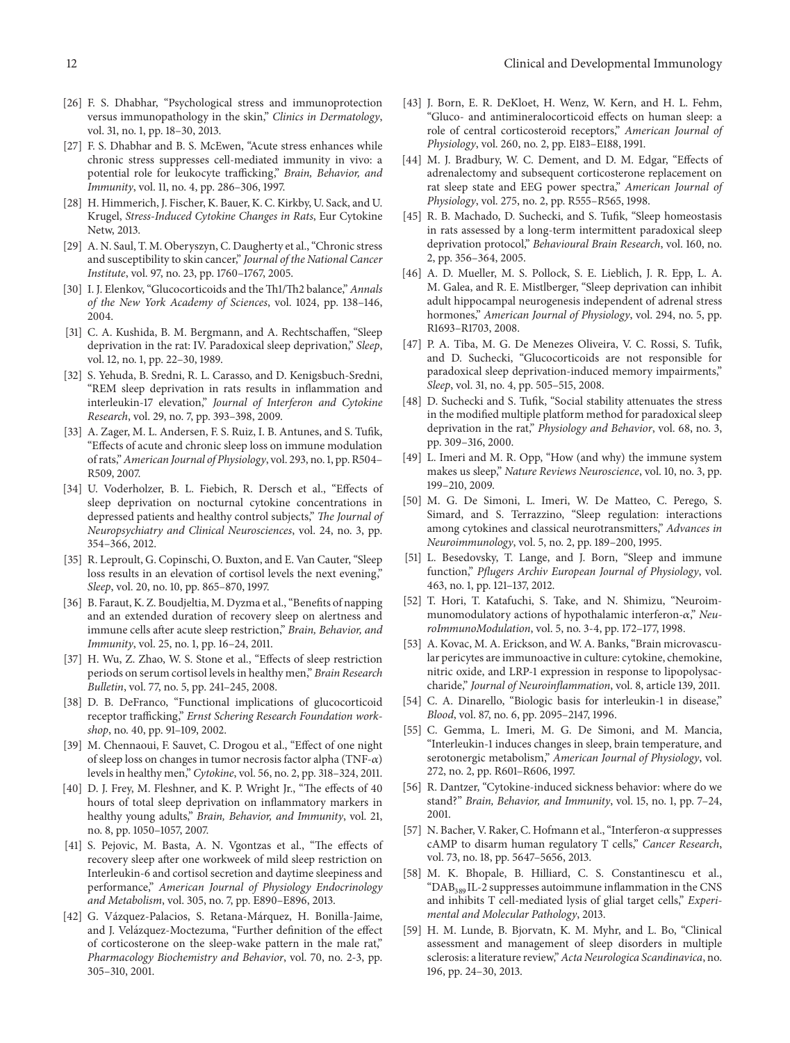[26] F. S. Dhabhar, "Psychological stress and immunoprotection versus immunopathology in the skin," *Clinics in Dermatology*, vol. 31, no. 1, pp. 18–30, 2013.

[27] F. S. Dhabhar and B. S. McEwen, "Acute stress enhances while chronic stress suppresses cell-mediated immunity in vivo: a potential role for leukocyte trafficking," *Brain, Behavior, and Immunity*, vol. 11, no. 4, pp. 286–306, 1997.

[28] H. Himmerich, J. Fischer, K. Bauer, K. C. Kirkby, U. Sack, and U. Krugel, *Stress-Induced Cytokine Changes in Rats*, Eur Cytokine Netw, 2013.

[29] A. N. Saul, T. M. Oberyszyn, C. Daugherty et al., "Chronic stress and susceptibility to skin cancer," *Journal of the National Cancer Institute*, vol. 97, no. 23, pp. 1760–1767, 2005.

[30] I. J. Elenkov, "Glucocorticoids and the Th1/Th2 balance," *Annals of the New York Academy of Sciences*, vol. 1024, pp. 138–146, 2004.

[31] C. A. Kushida, B. M. Bergmann, and A. Rechtschaffen, "Sleep deprivation in the rat: IV. Paradoxical sleep deprivation," *Sleep*, vol. 12, no. 1, pp. 22–30, 1989.

[32] S. Yehuda, B. Sredni, R. L. Carasso, and D. Kenigsbuch-Sredni, "REM sleep deprivation in rats results in inflammation and interleukin-17 elevation," *Journal of Interferon and Cytokine Research*, vol. 29, no. 7, pp. 393–398, 2009.

[33] A. Zager, M. L. Andersen, F. S. Ruiz, I. B. Antunes, and S. Tufik, "Effects of acute and chronic sleep loss on immune modulation of rats," *American Journal of Physiology*, vol. 293, no. 1, pp. R504–R509, 2007.

[34] U. Voderholzer, B. L. Fiebich, R. Dersch et al., "Effects of sleep deprivation on nocturnal cytokine concentrations in depressed patients and healthy control subjects," *The Journal of Neuropsychiatry and Clinical Neurosciences*, vol. 24, no. 3, pp. 354–366, 2012.

[35] R. Leproult, G. Copinschi, O. Buxton, and E. Van Cauter, "Sleep loss results in an elevation of cortisol levels the next evening," *Sleep*, vol. 20, no. 10, pp. 865–870, 1997.

[36] B. Faraut, K. Z. Boudjeltia, M. Dyzma et al., "Benefits of napping and an extended duration of recovery sleep on alertness and immune cells after acute sleep restriction," *Brain, Behavior, and Immunity*, vol. 25, no. 1, pp. 16–24, 2011.

[37] H. Wu, Z. Zhao, W. S. Stone et al., "Effects of sleep restriction periods on serum cortisol levels in healthy men," *Brain Research Bulletin*, vol. 77, no. 5, pp. 241–245, 2008.

[38] D. B. DeFranco, "Functional implications of glucocorticoid receptor trafficking," *Ernst Schering Research Foundation workshop*, no. 40, pp. 91–109, 2002.

[39] M. Chennaoui, F. Sauvet, C. Drogou et al., "Effect of one night of sleep loss on changes in tumor necrosis factor alpha (TNF-$\alpha$) levels in healthy men," *Cytokine*, vol. 56, no. 2, pp. 318–324, 2011.

[40] D. J. Frey, M. Fleshner, and K. P. Wright Jr., "The effects of 40 hours of total sleep deprivation on inflammatory markers in healthy young adults," *Brain, Behavior, and Immunity*, vol. 21, no. 8, pp. 1050–1057, 2007.

[41] S. Pejovic, M. Basta, A. N. Vgontzas et al., "The effects of recovery sleep after one workweek of mild sleep restriction on Interleukin-6 and cortisol secretion and daytime sleepiness and performance," *American Journal of Physiology Endocrinology and Metabolism*, vol. 305, no. 7, pp. E890–E896, 2013.

[42] G. Vázquez-Palacios, S. Retana-Márquez, H. Bonilla-Jaime, and J. Velázquez-Moctezuma, "Further definition of the effect of corticosterone on the sleep-wake pattern in the male rat," *Pharmacology Biochemistry and Behavior*, vol. 70, no. 2-3, pp. 305–310, 2001.

[43] J. Born, E. R. DeKloet, H. Wenz, W. Kern, and H. L. Fehm, "Gluco- and antimineralocorticoid effects on human sleep: a role of central corticosteroid receptors," *American Journal of Physiology*, vol. 260, no. 2, pp. E183–E188, 1991.

[44] M. J. Bradbury, W. C. Dement, and D. M. Edgar, "Effects of adrenalectomy and subsequent corticosterone replacement on rat sleep state and EEG power spectra," *American Journal of Physiology*, vol. 275, no. 2, pp. R555–R565, 1998.

[45] R. B. Machado, D. Suchecki, and S. Tufik, "Sleep homeostasis in rats assessed by a long-term intermittent paradoxical sleep deprivation protocol," *Behavioural Brain Research*, vol. 160, no. 2, pp. 356–364, 2005.

[46] A. D. Mueller, M. S. Pollock, S. E. Lieblich, J. R. Epp, L. A. M. Galea, and R. E. Mistlberger, "Sleep deprivation can inhibit adult hippocampal neurogenesis independent of adrenal stress hormones," *American Journal of Physiology*, vol. 294, no. 5, pp. R1693–R1703, 2008.

[47] P. A. Tiba, M. G. De Menezes Oliveira, V. C. Rossi, S. Tufik, and D. Suchecki, "Glucocorticoids are not responsible for paradoxical sleep deprivation-induced memory impairments," *Sleep*, vol. 31, no. 4, pp. 505–515, 2008.

[48] D. Suchecki and S. Tufik, "Social stability attenuates the stress in the modified multiple platform method for paradoxical sleep deprivation in the rat," *Physiology and Behavior*, vol. 68, no. 3, pp. 309–316, 2000.

[49] L. Imeri and M. R. Opp, "How (and why) the immune system makes us sleep," *Nature Reviews Neuroscience*, vol. 10, no. 3, pp. 199–210, 2009.

[50] M. G. De Simoni, L. Imeri, W. De Matteo, C. Perego, S. Simard, and S. Terrazzino, "Sleep regulation: interactions among cytokines and classical neurotransmitters," *Advances in Neuroimmunology*, vol. 5, no. 2, pp. 189–200, 1995.

[51] L. Besedovsky, T. Lange, and J. Born, "Sleep and immune function," *Pflugers Archiv European Journal of Physiology*, vol. 463, no. 1, pp. 121–137, 2012.

[52] T. Hori, T. Katafuchi, S. Take, and N. Shimizu, "Neuroimmunomodulatory actions of hypothalamic interferon-$\alpha$," *NeuroImmunoModulation*, vol. 5, no. 3-4, pp. 172–177, 1998.

[53] A. Kovac, M. A. Erickson, and W. A. Banks, "Brain microvascular pericytes are immunoactive in culture: cytokine, chemokine, nitric oxide, and LRP-1 expression in response to lipopolysaccharide," *Journal of Neuroinflammation*, vol. 8, article 139, 2011.

[54] C. A. Dinarello, "Biologic basis for interleukin-1 in disease," *Blood*, vol. 87, no. 6, pp. 2095–2147, 1996.

[55] C. Gemma, L. Imeri, M. G. De Simoni, and M. Mancia, "Interleukin-1 induces changes in sleep, brain temperature, and serotonergic metabolism," *American Journal of Physiology*, vol. 272, no. 2, pp. R601–R606, 1997.

[56] R. Dantzer, "Cytokine-induced sickness behavior: where do we stand?" *Brain, Behavior, and Immunity*, vol. 15, no. 1, pp. 7–24, 2001.

[57] N. Bacher, V. Raker, C. Hofmann et al., "Interferon-$\alpha$ suppresses cAMP to disarm human regulatory T cells," *Cancer Research*, vol. 73, no. 18, pp. 5647–5656, 2013.

[58] M. K. Bhopale, B. Hilliard, C. S. Constantinescu et al., "$DAB_{389}$IL-2 suppresses autoimmune inflammation in the CNS and inhibits T cell-mediated lysis of glial target cells," *Experimental and Molecular Pathology*, 2013.

[59] H. M. Lunde, B. Bjorvatn, K. M. Myhr, and L. Bo, "Clinical assessment and management of sleep disorders in multiple sclerosis: a literature review," *Acta Neurologica Scandinavica*, no. 196, pp. 24–30, 2013.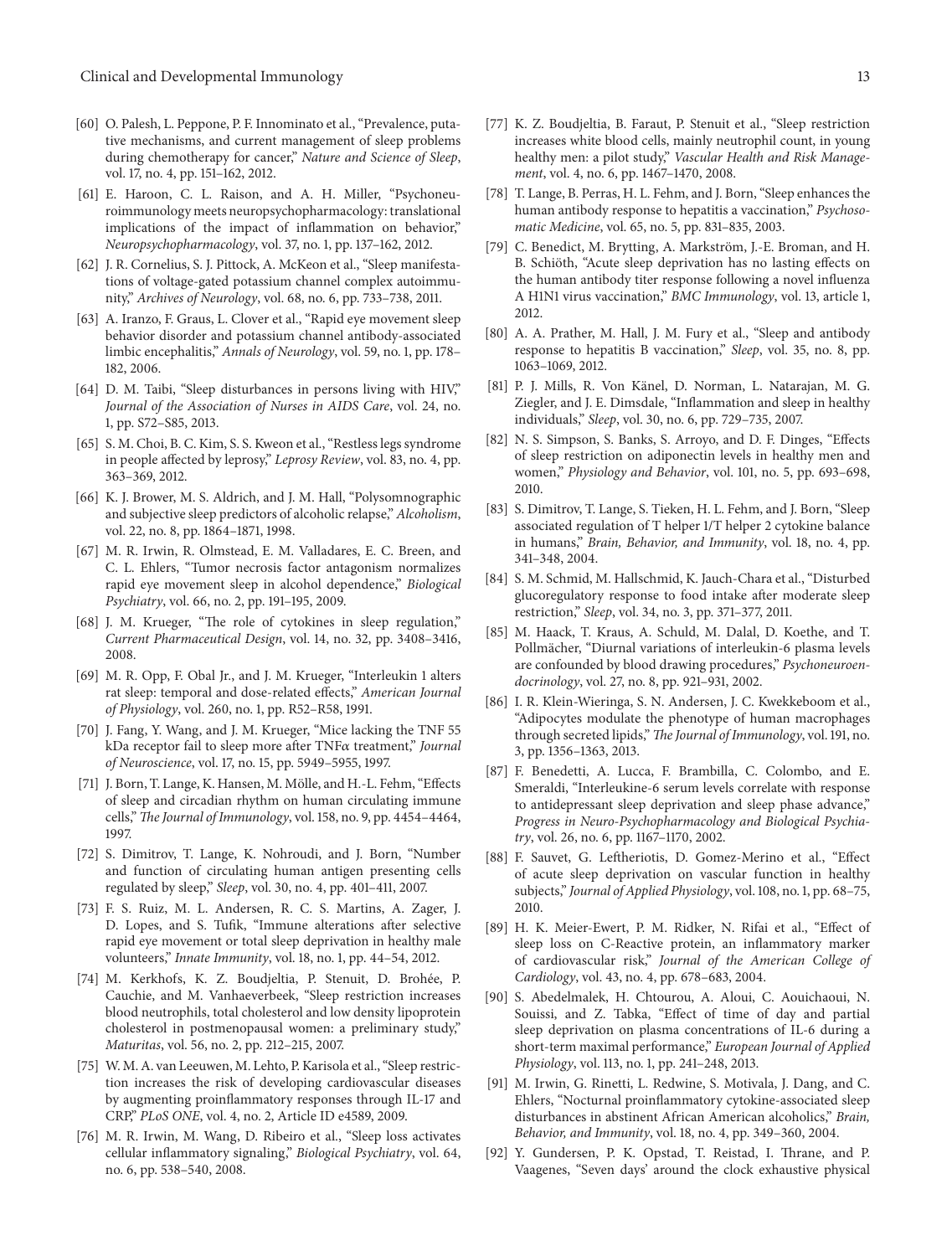[60] O. Palesh, L. Peppone, P. F. Innominato et al., "Prevalence, putative mechanisms, and current management of sleep problems during chemotherapy for cancer," *Nature and Science of Sleep*, vol. 17, no. 4, pp. 151–162, 2012.

[61] E. Haroon, C. L. Raison, and A. H. Miller, "Psychoneuroimmunology meets neuropsychopharmacology: translational implications of the impact of inflammation on behavior," *Neuropsychopharmacology*, vol. 37, no. 1, pp. 137–162, 2012.

[62] J. R. Cornelius, S. J. Pittock, A. McKeon et al., "Sleep manifestations of voltage-gated potassium channel complex autoimmunity," *Archives of Neurology*, vol. 68, no. 6, pp. 733–738, 2011.

[63] A. Iranzo, F. Graus, L. Clover et al., "Rapid eye movement sleep behavior disorder and potassium channel antibody-associated limbic encephalitis," *Annals of Neurology*, vol. 59, no. 1, pp. 178–182, 2006.

[64] D. M. Taibi, "Sleep disturbances in persons living with HIV," *Journal of the Association of Nurses in AIDS Care*, vol. 24, no. 1, pp. S72–S85, 2013.

[65] S. M. Choi, B. C. Kim, S. S. Kweon et al., "Restless legs syndrome in people affected by leprosy," *Leprosy Review*, vol. 83, no. 4, pp. 363–369, 2012.

[66] K. J. Brower, M. S. Aldrich, and J. M. Hall, "Polysomnographic and subjective sleep predictors of alcoholic relapse," *Alcoholism*, vol. 22, no. 8, pp. 1864–1871, 1998.

[67] M. R. Irwin, R. Olmstead, E. M. Valladares, E. C. Breen, and C. L. Ehlers, "Tumor necrosis factor antagonism normalizes rapid eye movement sleep in alcohol dependence," *Biological Psychiatry*, vol. 66, no. 2, pp. 191–195, 2009.

[68] J. M. Krueger, "The role of cytokines in sleep regulation," *Current Pharmaceutical Design*, vol. 14, no. 32, pp. 3408–3416, 2008.

[69] M. R. Opp, F. Obal Jr., and J. M. Krueger, "Interleukin 1 alters rat sleep: temporal and dose-related effects," *American Journal of Physiology*, vol. 260, no. 1, pp. R52–R58, 1991.

[70] J. Fang, Y. Wang, and J. M. Krueger, "Mice lacking the TNF 55 kDa receptor fail to sleep more after TNF$\alpha$ treatment," *Journal of Neuroscience*, vol. 17, no. 15, pp. 5949–5955, 1997.

[71] J. Born, T. Lange, K. Hansen, M. Mölle, and H.-L. Fehm, "Effects of sleep and circadian rhythm on human circulating immune cells," *The Journal of Immunology*, vol. 158, no. 9, pp. 4454–4464, 1997.

[72] S. Dimitrov, T. Lange, K. Nohroudi, and J. Born, "Number and function of circulating human antigen presenting cells regulated by sleep," *Sleep*, vol. 30, no. 4, pp. 401–411, 2007.

[73] F. S. Ruiz, M. L. Andersen, R. C. S. Martins, A. Zager, J. D. Lopes, and S. Tufik, "Immune alterations after selective rapid eye movement or total sleep deprivation in healthy male volunteers," *Innate Immunity*, vol. 18, no. 1, pp. 44–54, 2012.

[74] M. Kerkhofs, K. Z. Boudjeltia, P. Stenuit, D. Brohée, P. Cauchie, and M. Vanhaeverbeek, "Sleep restriction increases blood neutrophils, total cholesterol and low density lipoprotein cholesterol in postmenopausal women: a preliminary study," *Maturitas*, vol. 56, no. 2, pp. 212–215, 2007.

[75] W. M. A. van Leeuwen, M. Lehto, P. Karisola et al., "Sleep restriction increases the risk of developing cardiovascular diseases by augmenting proinflammatory responses through IL-17 and CRP," *PLoS ONE*, vol. 4, no. 2, Article ID e4589, 2009.

[76] M. R. Irwin, M. Wang, D. Ribeiro et al., "Sleep loss activates cellular inflammatory signaling," *Biological Psychiatry*, vol. 64, no. 6, pp. 538–540, 2008.

[77] K. Z. Boudjeltia, B. Faraut, P. Stenuit et al., "Sleep restriction increases white blood cells, mainly neutrophil count, in young healthy men: a pilot study," *Vascular Health and Risk Management*, vol. 4, no. 6, pp. 1467–1470, 2008.

[78] T. Lange, B. Perras, H. L. Fehm, and J. Born, "Sleep enhances the human antibody response to hepatitis a vaccination," *Psychosomatic Medicine*, vol. 65, no. 5, pp. 831–835, 2003.

[79] C. Benedict, M. Brytting, A. Markström, J.-E. Broman, and H. B. Schiöth, "Acute sleep deprivation has no lasting effects on the human antibody titer response following a novel influenza A H1N1 virus vaccination," *BMC Immunology*, vol. 13, article 1, 2012.

[80] A. A. Prather, M. Hall, J. M. Fury et al., "Sleep and antibody response to hepatitis B vaccination," *Sleep*, vol. 35, no. 8, pp. 1063–1069, 2012.

[81] P. J. Mills, R. Von Känel, D. Norman, L. Natarajan, M. G. Ziegler, and J. E. Dimsdale, "Inflammation and sleep in healthy individuals," *Sleep*, vol. 30, no. 6, pp. 729–735, 2007.

[82] N. S. Simpson, S. Banks, S. Arroyo, and D. F. Dinges, "Effects of sleep restriction on adiponectin levels in healthy men and women," *Physiology and Behavior*, vol. 101, no. 5, pp. 693–698, 2010.

[83] S. Dimitrov, T. Lange, S. Tieken, H. L. Fehm, and J. Born, "Sleep associated regulation of T helper 1/T helper 2 cytokine balance in humans," *Brain, Behavior, and Immunity*, vol. 18, no. 4, pp. 341–348, 2004.

[84] S. M. Schmid, M. Hallschmid, K. Jauch-Chara et al., "Disturbed glucoregulatory response to food intake after moderate sleep restriction," *Sleep*, vol. 34, no. 3, pp. 371–377, 2011.

[85] M. Haack, T. Kraus, A. Schuld, M. Dalal, D. Koethe, and T. Pollmächer, "Diurnal variations of interleukin-6 plasma levels are confounded by blood drawing procedures," *Psychoneuroendocrinology*, vol. 27, no. 8, pp. 921–931, 2002.

[86] I. R. Klein-Wieringa, S. N. Andersen, J. C. Kwekkeboom et al., "Adipocytes modulate the phenotype of human macrophages through secreted lipids," *The Journal of Immunology*, vol. 191, no. 3, pp. 1356–1363, 2013.

[87] F. Benedetti, A. Lucca, F. Brambilla, C. Colombo, and E. Smeraldi, "Interleukine-6 serum levels correlate with response to antidepressant sleep deprivation and sleep phase advance," *Progress in Neuro-Psychopharmacology and Biological Psychiatry*, vol. 26, no. 6, pp. 1167–1170, 2002.

[88] F. Sauvet, G. Leftheriotis, D. Gomez-Merino et al., "Effect of acute sleep deprivation on vascular function in healthy subjects," *Journal of Applied Physiology*, vol. 108, no. 1, pp. 68–75, 2010.

[89] H. K. Meier-Ewert, P. M. Ridker, N. Rifai et al., "Effect of sleep loss on C-Reactive protein, an inflammatory marker of cardiovascular risk," *Journal of the American College of Cardiology*, vol. 43, no. 4, pp. 678–683, 2004.

[90] S. Abedelmalek, H. Chtourou, A. Aloui, C. Aouichaoui, N. Souissi, and Z. Tabka, "Effect of time of day and partial sleep deprivation on plasma concentrations of IL-6 during a short-term maximal performance," *European Journal of Applied Physiology*, vol. 113, no. 1, pp. 241–248, 2013.

[91] M. Irwin, G. Rinetti, L. Redwine, S. Motivala, J. Dang, and C. Ehlers, "Nocturnal proinflammatory cytokine-associated sleep disturbances in abstinent African American alcoholics," *Brain, Behavior, and Immunity*, vol. 18, no. 4, pp. 349–360, 2004.

[92] Y. Gundersen, P. K. Opstad, T. Reistad, I. Thrane, and P. Vaagenes, "Seven days' around the clock exhaustive physical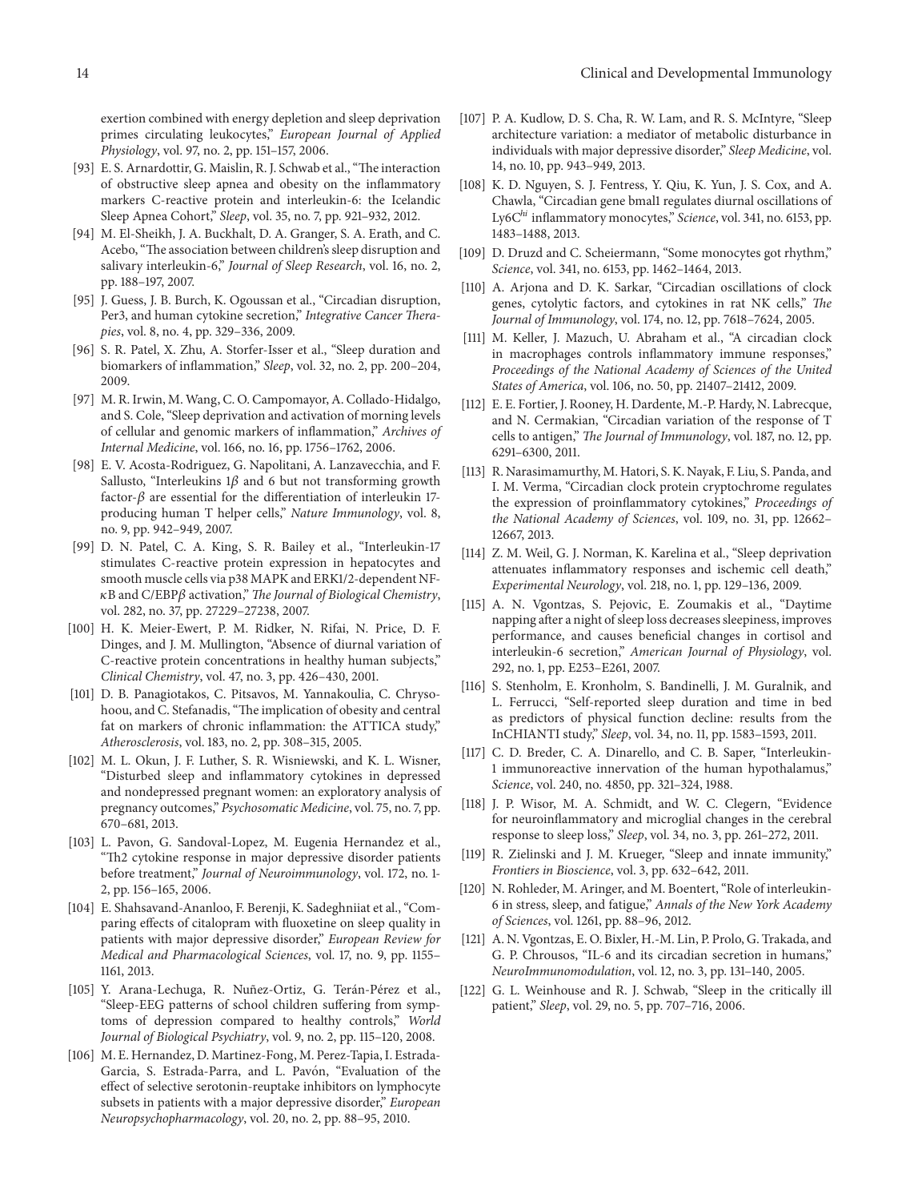exertion combined with energy depletion and sleep deprivation primes circulating leukocytes," *European Journal of Applied Physiology*, vol. 97, no. 2, pp. 151–157, 2006.

[93] E. S. Arnardottir, G. Maislin, R. J. Schwab et al., "The interaction of obstructive sleep apnea and obesity on the inflammatory markers C-reactive protein and interleukin-6: the Icelandic Sleep Apnea Cohort," *Sleep*, vol. 35, no. 7, pp. 921–932, 2012.

[94] M. El-Sheikh, J. A. Buckhalt, D. A. Granger, S. A. Erath, and C. Acebo, "The association between children's sleep disruption and salivary interleukin-6," *Journal of Sleep Research*, vol. 16, no. 2, pp. 188–197, 2007.

[95] J. Guess, J. B. Burch, K. Ogoussan et al., "Circadian disruption, Per3, and human cytokine secretion," *Integrative Cancer Therapies*, vol. 8, no. 4, pp. 329–336, 2009.

[96] S. R. Patel, X. Zhu, A. Storfer-Isser et al., "Sleep duration and biomarkers of inflammation," *Sleep*, vol. 32, no. 2, pp. 200–204, 2009.

[97] M. R. Irwin, M. Wang, C. O. Campomayor, A. Collado-Hidalgo, and S. Cole, "Sleep deprivation and activation of morning levels of cellular and genomic markers of inflammation," *Archives of Internal Medicine*, vol. 166, no. 16, pp. 1756–1762, 2006.

[98] E. V. Acosta-Rodriguez, G. Napolitani, A. Lanzavecchia, and F. Sallusto, "Interleukins $1\beta$ and 6 but not transforming growth factor-$\beta$ are essential for the differentiation of interleukin 17-producing human T helper cells," *Nature Immunology*, vol. 8, no. 9, pp. 942–949, 2007.

[99] D. N. Patel, C. A. King, S. R. Bailey et al., "Interleukin-17 stimulates C-reactive protein expression in hepatocytes and smooth muscle cells via p38 MAPK and ERK1/2-dependent NF-$\kappa$B and C/EBP$\beta$ activation," *The Journal of Biological Chemistry*, vol. 282, no. 37, pp. 27229–27238, 2007.

[100] H. K. Meier-Ewert, P. M. Ridker, N. Rifai, N. Price, D. F. Dinges, and J. M. Mullington, "Absence of diurnal variation of C-reactive protein concentrations in healthy human subjects," *Clinical Chemistry*, vol. 47, no. 3, pp. 426–430, 2001.

[101] D. B. Panagiotakos, C. Pitsavos, M. Yannakoulia, C. Chrysohoou, and C. Stefanadis, "The implication of obesity and central fat on markers of chronic inflammation: the ATTICA study," *Atherosclerosis*, vol. 183, no. 2, pp. 308–315, 2005.

[102] M. L. Okun, J. F. Luther, S. R. Wisniewski, and K. L. Wisner, "Disturbed sleep and inflammatory cytokines in depressed and nondepressed pregnant women: an exploratory analysis of pregnancy outcomes," *Psychosomatic Medicine*, vol. 75, no. 7, pp. 670–681, 2013.

[103] L. Pavon, G. Sandoval-Lopez, M. Eugenia Hernandez et al., "Th2 cytokine response in major depressive disorder patients before treatment," *Journal of Neuroimmunology*, vol. 172, no. 1-2, pp. 156–165, 2006.

[104] E. Shahsavand-Ananloo, F. Berenji, K. Sadeghniiat et al., "Comparing effects of citalopram with fluoxetine on sleep quality in patients with major depressive disorder," *European Review for Medical and Pharmacological Sciences*, vol. 17, no. 9, pp. 1155–1161, 2013.

[105] Y. Arana-Lechuga, R. Nuñez-Ortiz, G. Terán-Pérez et al., "Sleep-EEG patterns of school children suffering from symptoms of depression compared to healthy controls," *World Journal of Biological Psychiatry*, vol. 9, no. 2, pp. 115–120, 2008.

[106] M. E. Hernandez, D. Martinez-Fong, M. Perez-Tapia, I. Estrada-Garcia, S. Estrada-Parra, and L. Pavón, "Evaluation of the effect of selective serotonin-reuptake inhibitors on lymphocyte subsets in patients with a major depressive disorder," *European Neuropsychopharmacology*, vol. 20, no. 2, pp. 88–95, 2010.

[107] P. A. Kudlow, D. S. Cha, R. W. Lam, and R. S. McIntyre, "Sleep architecture variation: a mediator of metabolic disturbance in individuals with major depressive disorder," *Sleep Medicine*, vol. 14, no. 10, pp. 943–949, 2013.

[108] K. D. Nguyen, S. J. Fentress, Y. Qiu, K. Yun, J. S. Cox, and A. Chawla, "Circadian gene bmal1 regulates diurnal oscillations of Ly6C$^{hi}$ inflammatory monocytes," *Science*, vol. 341, no. 6153, pp. 1483–1488, 2013.

[109] D. Druzd and C. Scheiermann, "Some monocytes got rhythm," *Science*, vol. 341, no. 6153, pp. 1462–1464, 2013.

[110] A. Arjona and D. K. Sarkar, "Circadian oscillations of clock genes, cytolytic factors, and cytokines in rat NK cells," *The Journal of Immunology*, vol. 174, no. 12, pp. 7618–7624, 2005.

[111] M. Keller, J. Mazuch, U. Abraham et al., "A circadian clock in macrophages controls inflammatory immune responses," *Proceedings of the National Academy of Sciences of the United States of America*, vol. 106, no. 50, pp. 21407–21412, 2009.

[112] E. E. Fortier, J. Rooney, H. Dardente, M.-P. Hardy, N. Labrecque, and N. Cermakian, "Circadian variation of the response of T cells to antigen," *The Journal of Immunology*, vol. 187, no. 12, pp. 6291–6300, 2011.

[113] R. Narasimamurthy, M. Hatori, S. K. Nayak, F. Liu, S. Panda, and I. M. Verma, "Circadian clock protein cryptochrome regulates the expression of proinflammatory cytokines," *Proceedings of the National Academy of Sciences*, vol. 109, no. 31, pp. 12662–12667, 2013.

[114] Z. M. Weil, G. J. Norman, K. Karelina et al., "Sleep deprivation attenuates inflammatory responses and ischemic cell death," *Experimental Neurology*, vol. 218, no. 1, pp. 129–136, 2009.

[115] A. N. Vgontzas, S. Pejovic, E. Zoumakis et al., "Daytime napping after a night of sleep loss decreases sleepiness, improves performance, and causes beneficial changes in cortisol and interleukin-6 secretion," *American Journal of Physiology*, vol. 292, no. 1, pp. E253–E261, 2007.

[116] S. Stenholm, E. Kronholm, S. Bandinelli, J. M. Guralnik, and L. Ferrucci, "Self-reported sleep duration and time in bed as predictors of physical function decline: results from the InCHIANTI study," *Sleep*, vol. 34, no. 11, pp. 1583–1593, 2011.

[117] C. D. Breder, C. A. Dinarello, and C. B. Saper, "Interleukin-1 immunoreactive innervation of the human hypothalamus," *Science*, vol. 240, no. 4850, pp. 321–324, 1988.

[118] J. P. Wisor, M. A. Schmidt, and W. C. Clegern, "Evidence for neuroinflammatory and microglial changes in the cerebral response to sleep loss," *Sleep*, vol. 34, no. 3, pp. 261–272, 2011.

[119] R. Zielinski and J. M. Krueger, "Sleep and innate immunity," *Frontiers in Bioscience*, vol. 3, pp. 632–642, 2011.

[120] N. Rohleder, M. Aringer, and M. Boentert, "Role of interleukin-6 in stress, sleep, and fatigue," *Annals of the New York Academy of Sciences*, vol. 1261, pp. 88–96, 2012.

[121] A. N. Vgontzas, E. O. Bixler, H.-M. Lin, P. Prolo, G. Trakada, and G. P. Chrousos, "IL-6 and its circadian secretion in humans," *NeuroImmunomodulation*, vol. 12, no. 3, pp. 131–140, 2005.

[122] G. L. Weinhouse and R. J. Schwab, "Sleep in the critically ill patient," *Sleep*, vol. 29, no. 5, pp. 707–716, 2006.